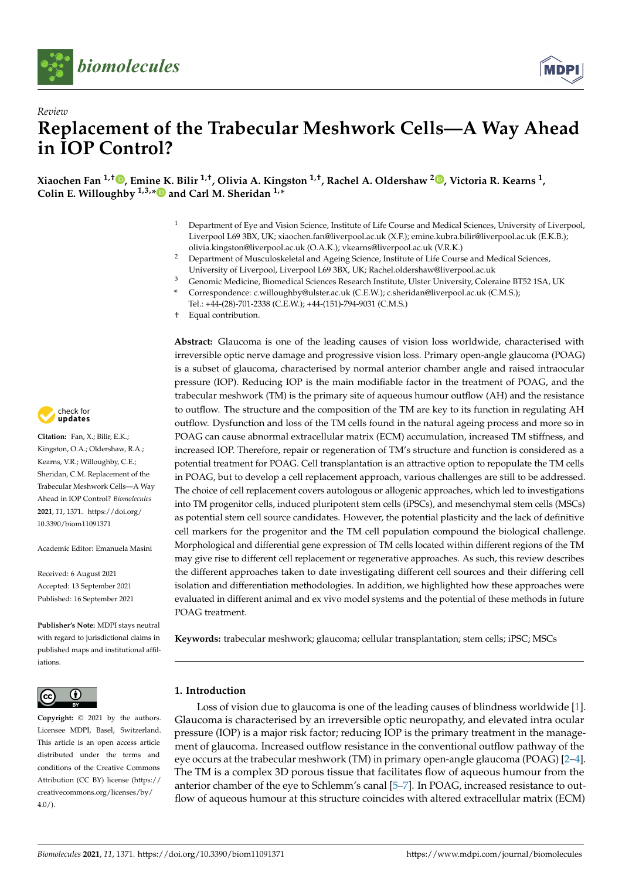*Review*

# Replacement of the Trabecular Meshwork Cells—A Way Ahead in IOP Control?

**Xiaochen Fan [1,†], Emine K. Bilir [1,†], Olivia A. Kingston [1,†], Rachel A. Oldershaw [2], Victoria R. Kearns [1], Colin E. Willoughby [1,3,*] and Carl M. Sheridan [1,*]**

[1] Department of Eye and Vision Science, Institute of Life Course and Medical Sciences, University of Liverpool, Liverpool L69 3BX, UK; xiaochen.fan@liverpool.ac.uk (X.F.); emine.kubra.bilir@liverpool.ac.uk (E.K.B.); olivia.kingston@liverpool.ac.uk (O.A.K.); vkearns@liverpool.ac.uk (V.R.K.)

[2] Department of Musculoskeletal and Ageing Science, Institute of Life Course and Medical Sciences, University of Liverpool, Liverpool L69 3BX, UK; Rachel.oldershaw@liverpool.ac.uk

[3] Genomic Medicine, Biomedical Sciences Research Institute, Ulster University, Coleraine BT52 1SA, UK

\* Correspondence: c.willoughby@ulster.ac.uk (C.E.W.); c.sheridan@liverpool.ac.uk (C.M.S.); Tel.: +44-(28)-701-2338 (C.E.W.); +44-(151)-794-9031 (C.M.S.)

† Equal contribution.

**Citation:** Fan, X.; Bilir, E.K.; Kingston, O.A.; Oldershaw, R.A.; Kearns, V.R.; Willoughby, C.E.; Sheridan, C.M. Replacement of the Trabecular Meshwork Cells—A Way Ahead in IOP Control? *Biomolecules* **2021**, *11*, 1371. https://doi.org/10.3390/biom11091371

Academic Editor: Emanuela Masini

Received: 6 August 2021
Accepted: 13 September 2021
Published: 16 September 2021

**Publisher's Note:** MDPI stays neutral with regard to jurisdictional claims in published maps and institutional affiliations.

**Copyright:** © 2021 by the authors. Licensee MDPI, Basel, Switzerland. This article is an open access article distributed under the terms and conditions of the Creative Commons Attribution (CC BY) license (https://creativecommons.org/licenses/by/4.0/).

**Abstract:** Glaucoma is one of the leading causes of vision loss worldwide, characterised with irreversible optic nerve damage and progressive vision loss. Primary open-angle glaucoma (POAG) is a subset of glaucoma, characterised by normal anterior chamber angle and raised intraocular pressure (IOP). Reducing IOP is the main modifiable factor in the treatment of POAG, and the trabecular meshwork (TM) is the primary site of aqueous humour outflow (AH) and the resistance to outflow. The structure and the composition of the TM are key to its function in regulating AH outflow. Dysfunction and loss of the TM cells found in the natural ageing process and more so in POAG can cause abnormal extracellular matrix (ECM) accumulation, increased TM stiffness, and increased IOP. Therefore, repair or regeneration of TM's structure and function is considered as a potential treatment for POAG. Cell transplantation is an attractive option to repopulate the TM cells in POAG, but to develop a cell replacement approach, various challenges are still to be addressed. The choice of cell replacement covers autologous or allogenic approaches, which led to investigations into TM progenitor cells, induced pluripotent stem cells (iPSCs), and mesenchymal stem cells (MSCs) as potential stem cell source candidates. However, the potential plasticity and the lack of definitive cell markers for the progenitor and the TM cell population compound the biological challenge. Morphological and differential gene expression of TM cells located within different regions of the TM may give rise to different cell replacement or regenerative approaches. As such, this review describes the different approaches taken to date investigating different cell sources and their differing cell isolation and differentiation methodologies. In addition, we highlighted how these approaches were evaluated in different animal and ex vivo model systems and the potential of these methods in future POAG treatment.

**Keywords:** trabecular meshwork; glaucoma; cellular transplantation; stem cells; iPSC; MSCs

## 1. Introduction

Loss of vision due to glaucoma is one of the leading causes of blindness worldwide [1]. Glaucoma is characterised by an irreversible optic neuropathy, and elevated intra ocular pressure (IOP) is a major risk factor; reducing IOP is the primary treatment in the management of glaucoma. Increased outflow resistance in the conventional outflow pathway of the eye occurs at the trabecular meshwork (TM) in primary open-angle glaucoma (POAG) [2–4]. The TM is a complex 3D porous tissue that facilitates flow of aqueous humour from the anterior chamber of the eye to Schlemm's canal [5–7]. In POAG, increased resistance to outflow of aqueous humour at this structure coincides with altered extracellular matrix (ECM)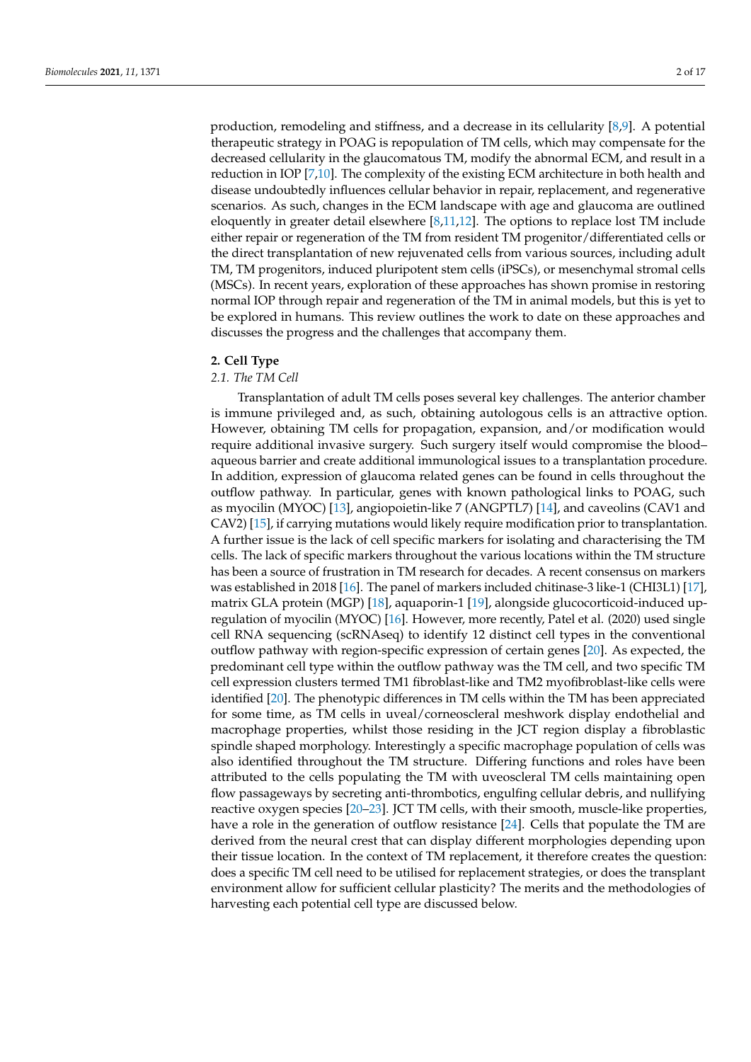production, remodeling and stiffness, and a decrease in its cellularity [8,9]. A potential therapeutic strategy in POAG is repopulation of TM cells, which may compensate for the decreased cellularity in the glaucomatous TM, modify the abnormal ECM, and result in a reduction in IOP [7,10]. The complexity of the existing ECM architecture in both health and disease undoubtedly influences cellular behavior in repair, replacement, and regenerative scenarios. As such, changes in the ECM landscape with age and glaucoma are outlined eloquently in greater detail elsewhere [8,11,12]. The options to replace lost TM include either repair or regeneration of the TM from resident TM progenitor/differentiated cells or the direct transplantation of new rejuvenated cells from various sources, including adult TM, TM progenitors, induced pluripotent stem cells (iPSCs), or mesenchymal stromal cells (MSCs). In recent years, exploration of these approaches has shown promise in restoring normal IOP through repair and regeneration of the TM in animal models, but this is yet to be explored in humans. This review outlines the work to date on these approaches and discusses the progress and the challenges that accompany them.

## 2. Cell Type

### 2.1. The TM Cell

Transplantation of adult TM cells poses several key challenges. The anterior chamber is immune privileged and, as such, obtaining autologous cells is an attractive option. However, obtaining TM cells for propagation, expansion, and/or modification would require additional invasive surgery. Such surgery itself would compromise the blood–aqueous barrier and create additional immunological issues to a transplantation procedure. In addition, expression of glaucoma related genes can be found in cells throughout the outflow pathway. In particular, genes with known pathological links to POAG, such as myocilin (MYOC) [13], angiopoietin-like 7 (ANGPTL7) [14], and caveolins (CAV1 and CAV2) [15], if carrying mutations would likely require modification prior to transplantation. A further issue is the lack of cell specific markers for isolating and characterising the TM cells. The lack of specific markers throughout the various locations within the TM structure has been a source of frustration in TM research for decades. A recent consensus on markers was established in 2018 [16]. The panel of markers included chitinase-3 like-1 (CHI3L1) [17], matrix GLA protein (MGP) [18], aquaporin-1 [19], alongside glucocorticoid-induced up-regulation of myocilin (MYOC) [16]. However, more recently, Patel et al. (2020) used single cell RNA sequencing (scRNAseq) to identify 12 distinct cell types in the conventional outflow pathway with region-specific expression of certain genes [20]. As expected, the predominant cell type within the outflow pathway was the TM cell, and two specific TM cell expression clusters termed TM1 fibroblast-like and TM2 myofibroblast-like cells were identified [20]. The phenotypic differences in TM cells within the TM has been appreciated for some time, as TM cells in uveal/corneoscleral meshwork display endothelial and macrophage properties, whilst those residing in the JCT region display a fibroblastic spindle shaped morphology. Interestingly a specific macrophage population of cells was also identified throughout the TM structure. Differing functions and roles have been attributed to the cells populating the TM with uveoscleral TM cells maintaining open flow passageways by secreting anti-thrombotics, engulfing cellular debris, and nullifying reactive oxygen species [20–23]. JCT TM cells, with their smooth, muscle-like properties, have a role in the generation of outflow resistance [24]. Cells that populate the TM are derived from the neural crest that can display different morphologies depending upon their tissue location. In the context of TM replacement, it therefore creates the question: does a specific TM cell need to be utilised for replacement strategies, or does the transplant environment allow for sufficient cellular plasticity? The merits and the methodologies of harvesting each potential cell type are discussed below.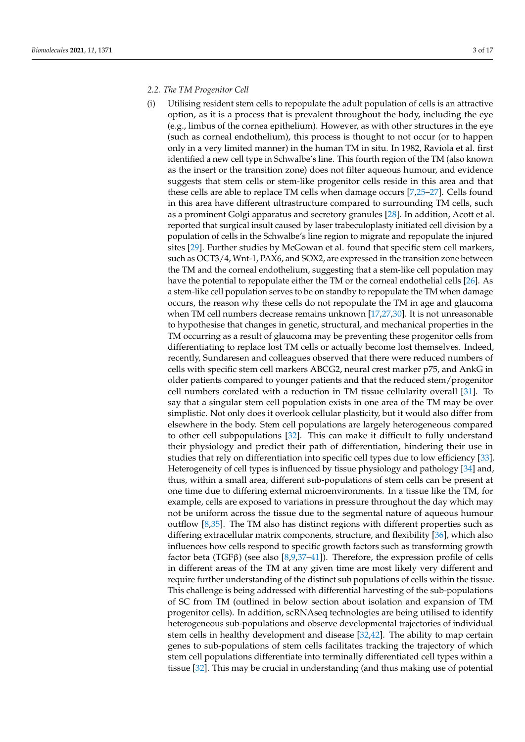### 2.2. The TM Progenitor Cell

(i) Utilising resident stem cells to repopulate the adult population of cells is an attractive option, as it is a process that is prevalent throughout the body, including the eye (e.g., limbus of the cornea epithelium). However, as with other structures in the eye (such as corneal endothelium), this process is thought to not occur (or to happen only in a very limited manner) in the human TM in situ. In 1982, Raviola et al. first identified a new cell type in Schwalbe's line. This fourth region of the TM (also known as the insert or the transition zone) does not filter aqueous humour, and evidence suggests that stem cells or stem-like progenitor cells reside in this area and that these cells are able to replace TM cells when damage occurs [7,25–27]. Cells found in this area have different ultrastructure compared to surrounding TM cells, such as a prominent Golgi apparatus and secretory granules [28]. In addition, Acott et al. reported that surgical insult caused by laser trabeculoplasty initiated cell division by a population of cells in the Schwalbe's line region to migrate and repopulate the injured sites [29]. Further studies by McGowan et al. found that specific stem cell markers, such as OCT3/4, Wnt-1, PAX6, and SOX2, are expressed in the transition zone between the TM and the corneal endothelium, suggesting that a stem-like cell population may have the potential to repopulate either the TM or the corneal endothelial cells [26]. As a stem-like cell population serves to be on standby to repopulate the TM when damage occurs, the reason why these cells do not repopulate the TM in age and glaucoma when TM cell numbers decrease remains unknown [17,27,30]. It is not unreasonable to hypothesise that changes in genetic, structural, and mechanical properties in the TM occurring as a result of glaucoma may be preventing these progenitor cells from differentiating to replace lost TM cells or actually become lost themselves. Indeed, recently, Sundaresen and colleagues observed that there were reduced numbers of cells with specific stem cell markers ABCG2, neural crest marker p75, and AnkG in older patients compared to younger patients and that the reduced stem/progenitor cell numbers corelated with a reduction in TM tissue cellularity overall [31]. To say that a singular stem cell population exists in one area of the TM may be over simplistic. Not only does it overlook cellular plasticity, but it would also differ from elsewhere in the body. Stem cell populations are largely heterogeneous compared to other cell subpopulations [32]. This can make it difficult to fully understand their physiology and predict their path of differentiation, hindering their use in studies that rely on differentiation into specific cell types due to low efficiency [33]. Heterogeneity of cell types is influenced by tissue physiology and pathology [34] and, thus, within a small area, different sub-populations of stem cells can be present at one time due to differing external microenvironments. In a tissue like the TM, for example, cells are exposed to variations in pressure throughout the day which may not be uniform across the tissue due to the segmental nature of aqueous humour outflow [8,35]. The TM also has distinct regions with different properties such as differing extracellular matrix components, structure, and flexibility [36], which also influences how cells respond to specific growth factors such as transforming growth factor beta (TGFβ) (see also [8,9,37–41]). Therefore, the expression profile of cells in different areas of the TM at any given time are most likely very different and require further understanding of the distinct sub populations of cells within the tissue. This challenge is being addressed with differential harvesting of the sub-populations of SC from TM (outlined in below section about isolation and expansion of TM progenitor cells). In addition, scRNAseq technologies are being utilised to identify heterogeneous sub-populations and observe developmental trajectories of individual stem cells in healthy development and disease [32,42]. The ability to map certain genes to sub-populations of stem cells facilitates tracking the trajectory of which stem cell populations differentiate into terminally differentiated cell types within a tissue [32]. This may be crucial in understanding (and thus making use of potential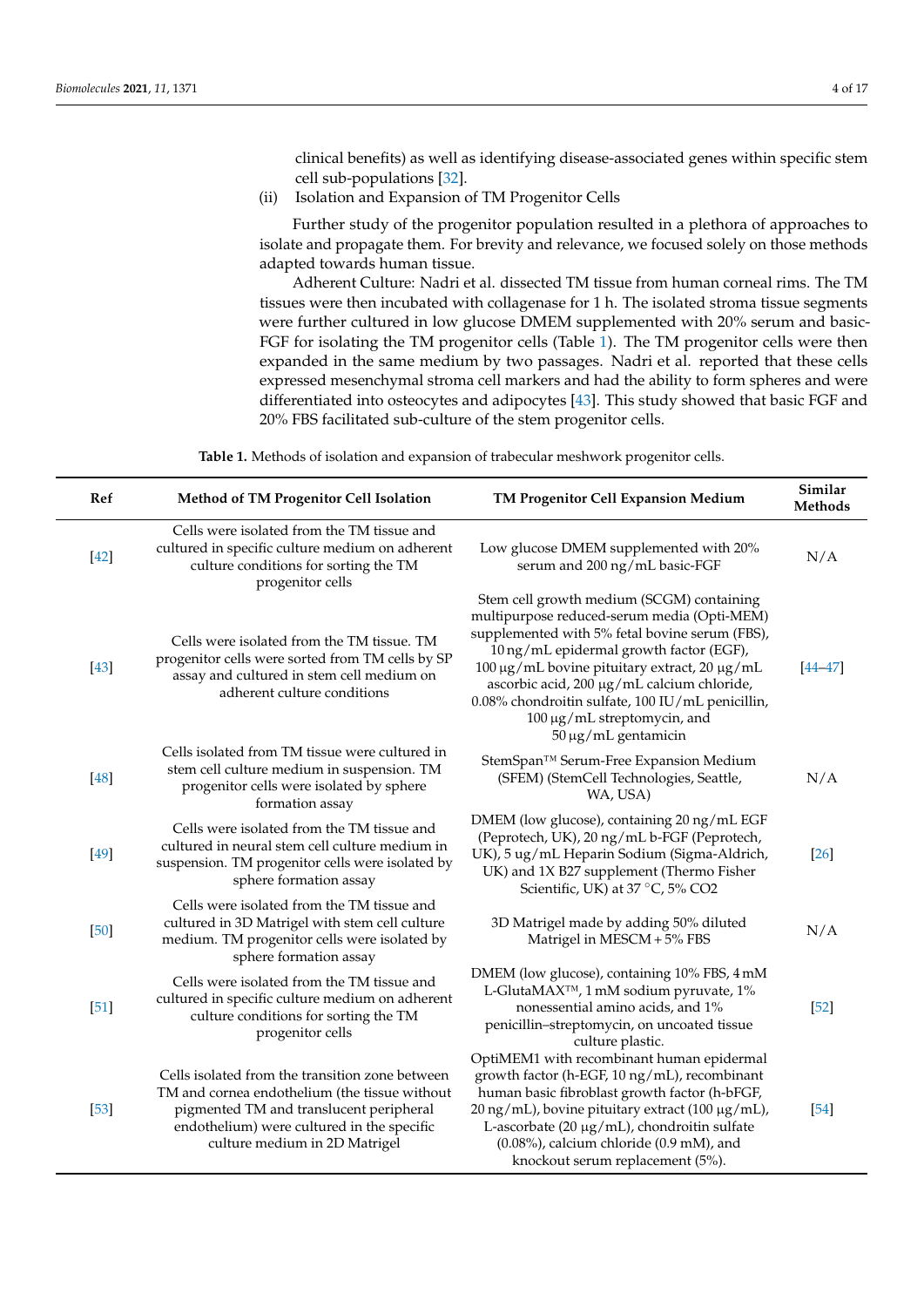clinical benefits) as well as identifying disease-associated genes within specific stem cell sub-populations [32].

(ii) Isolation and Expansion of TM Progenitor Cells

Further study of the progenitor population resulted in a plethora of approaches to isolate and propagate them. For brevity and relevance, we focused solely on those methods adapted towards human tissue.

Adherent Culture: Nadri et al. dissected TM tissue from human corneal rims. The TM tissues were then incubated with collagenase for 1 h. The isolated stroma tissue segments were further cultured in low glucose DMEM supplemented with 20% serum and basic-FGF for isolating the TM progenitor cells (Table 1). The TM progenitor cells were then expanded in the same medium by two passages. Nadri et al. reported that these cells expressed mesenchymal stroma cell markers and had the ability to form spheres and were differentiated into osteocytes and adipocytes [43]. This study showed that basic FGF and 20% FBS facilitated sub-culture of the stem progenitor cells.

**Table 1.** Methods of isolation and expansion of trabecular meshwork progenitor cells.

| Ref | Method of TM Progenitor Cell Isolation | TM Progenitor Cell Expansion Medium | Similar Methods |
|---|---|---|---|
| [42] | Cells were isolated from the TM tissue and cultured in specific culture medium on adherent culture conditions for sorting the TM progenitor cells | Low glucose DMEM supplemented with 20% serum and 200 ng/mL basic-FGF | N/A |
| [43] | Cells were isolated from the TM tissue. TM progenitor cells were sorted from TM cells by SP assay and cultured in stem cell medium on adherent culture conditions | Stem cell growth medium (SCGM) containing multipurpose reduced-serum media (Opti-MEM) supplemented with 5% fetal bovine serum (FBS), 10 ng/mL epidermal growth factor (EGF), 100 µg/mL bovine pituitary extract, 20 µg/mL ascorbic acid, 200 µg/mL calcium chloride, 0.08% chondroitin sulfate, 100 IU/mL penicillin, 100 µg/mL streptomycin, and 50 µg/mL gentamicin | [44–47] |
| [48] | Cells isolated from TM tissue were cultured in stem cell culture medium in suspension. TM progenitor cells were isolated by sphere formation assay | StemSpan™ Serum-Free Expansion Medium (SFEM) (StemCell Technologies, Seattle, WA, USA) | N/A |
| [49] | Cells were isolated from the TM tissue and cultured in neural stem cell culture medium in suspension. TM progenitor cells were isolated by sphere formation assay | DMEM (low glucose), containing 20 ng/mL EGF (Peprotech, UK), 20 ng/mL b-FGF (Peprotech, UK), 5 ug/mL Heparin Sodium (Sigma-Aldrich, UK) and 1X B27 supplement (Thermo Fisher Scientific, UK) at 37 °C, 5% CO2 | [26] |
| [50] | Cells were isolated from the TM tissue and cultured in 3D Matrigel with stem cell culture medium. TM progenitor cells were isolated by sphere formation assay | 3D Matrigel made by adding 50% diluted Matrigel in MESCM + 5% FBS | N/A |
| [51] | Cells were isolated from the TM tissue and cultured in specific culture medium on adherent culture conditions for sorting the TM progenitor cells | DMEM (low glucose), containing 10% FBS, 4 mM L-GlutaMAX™, 1 mM sodium pyruvate, 1% nonessential amino acids, and 1% penicillin–streptomycin, on uncoated tissue culture plastic. | [52] |
| [53] | Cells isolated from the transition zone between TM and cornea endothelium (the tissue without pigmented TM and translucent peripheral endothelium) were cultured in the specific culture medium in 2D Matrigel | OptiMEM1 with recombinant human epidermal growth factor (h-EGF, 10 ng/mL), recombinant human basic fibroblast growth factor (h-bFGF, 20 ng/mL), bovine pituitary extract (100 µg/mL), L-ascorbate (20 µg/mL), chondroitin sulfate (0.08%), calcium chloride (0.9 mM), and knockout serum replacement (5%). | [54] |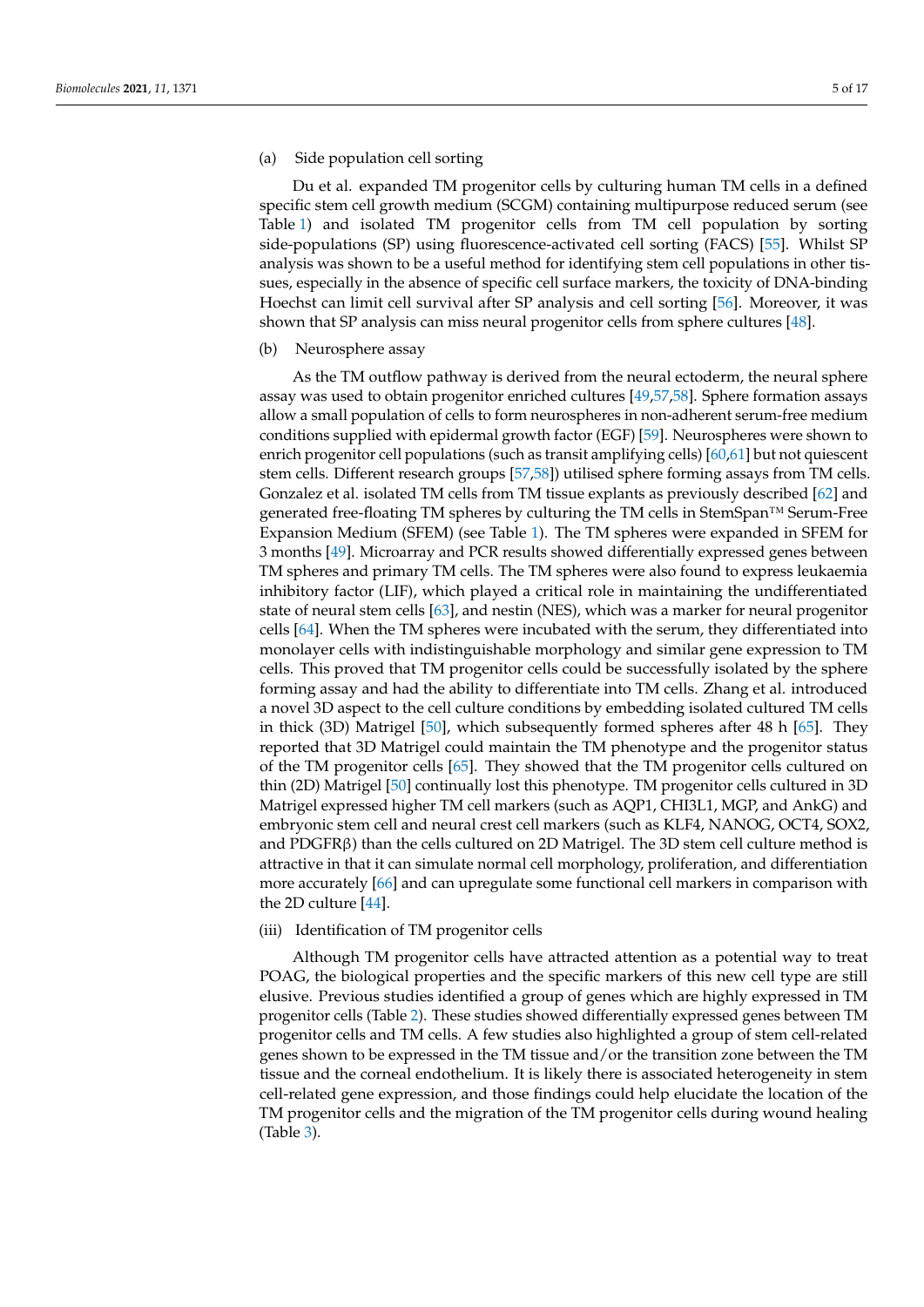(a) Side population cell sorting

Du et al. expanded TM progenitor cells by culturing human TM cells in a defined specific stem cell growth medium (SCGM) containing multipurpose reduced serum (see Table 1) and isolated TM progenitor cells from TM cell population by sorting side-populations (SP) using fluorescence-activated cell sorting (FACS) [55]. Whilst SP analysis was shown to be a useful method for identifying stem cell populations in other tissues, especially in the absence of specific cell surface markers, the toxicity of DNA-binding Hoechst can limit cell survival after SP analysis and cell sorting [56]. Moreover, it was shown that SP analysis can miss neural progenitor cells from sphere cultures [48].

(b) Neurosphere assay

As the TM outflow pathway is derived from the neural ectoderm, the neural sphere assay was used to obtain progenitor enriched cultures [49,57,58]. Sphere formation assays allow a small population of cells to form neurospheres in non-adherent serum-free medium conditions supplied with epidermal growth factor (EGF) [59]. Neurospheres were shown to enrich progenitor cell populations (such as transit amplifying cells) [60,61] but not quiescent stem cells. Different research groups [57,58]) utilised sphere forming assays from TM cells. Gonzalez et al. isolated TM cells from TM tissue explants as previously described [62] and generated free-floating TM spheres by culturing the TM cells in StemSpan™ Serum-Free Expansion Medium (SFEM) (see Table 1). The TM spheres were expanded in SFEM for 3 months [49]. Microarray and PCR results showed differentially expressed genes between TM spheres and primary TM cells. The TM spheres were also found to express leukaemia inhibitory factor (LIF), which played a critical role in maintaining the undifferentiated state of neural stem cells [63], and nestin (NES), which was a marker for neural progenitor cells [64]. When the TM spheres were incubated with the serum, they differentiated into monolayer cells with indistinguishable morphology and similar gene expression to TM cells. This proved that TM progenitor cells could be successfully isolated by the sphere forming assay and had the ability to differentiate into TM cells. Zhang et al. introduced a novel 3D aspect to the cell culture conditions by embedding isolated cultured TM cells in thick (3D) Matrigel [50], which subsequently formed spheres after 48 h [65]. They reported that 3D Matrigel could maintain the TM phenotype and the progenitor status of the TM progenitor cells [65]. They showed that the TM progenitor cells cultured on thin (2D) Matrigel [50] continually lost this phenotype. TM progenitor cells cultured in 3D Matrigel expressed higher TM cell markers (such as AQP1, CHI3L1, MGP, and AnkG) and embryonic stem cell and neural crest cell markers (such as KLF4, NANOG, OCT4, SOX2, and PDGFRβ) than the cells cultured on 2D Matrigel. The 3D stem cell culture method is attractive in that it can simulate normal cell morphology, proliferation, and differentiation more accurately [66] and can upregulate some functional cell markers in comparison with the 2D culture [44].

(iii) Identification of TM progenitor cells

Although TM progenitor cells have attracted attention as a potential way to treat POAG, the biological properties and the specific markers of this new cell type are still elusive. Previous studies identified a group of genes which are highly expressed in TM progenitor cells (Table 2). These studies showed differentially expressed genes between TM progenitor cells and TM cells. A few studies also highlighted a group of stem cell-related genes shown to be expressed in the TM tissue and/or the transition zone between the TM tissue and the corneal endothelium. It is likely there is associated heterogeneity in stem cell-related gene expression, and those findings could help elucidate the location of the TM progenitor cells and the migration of the TM progenitor cells during wound healing (Table 3).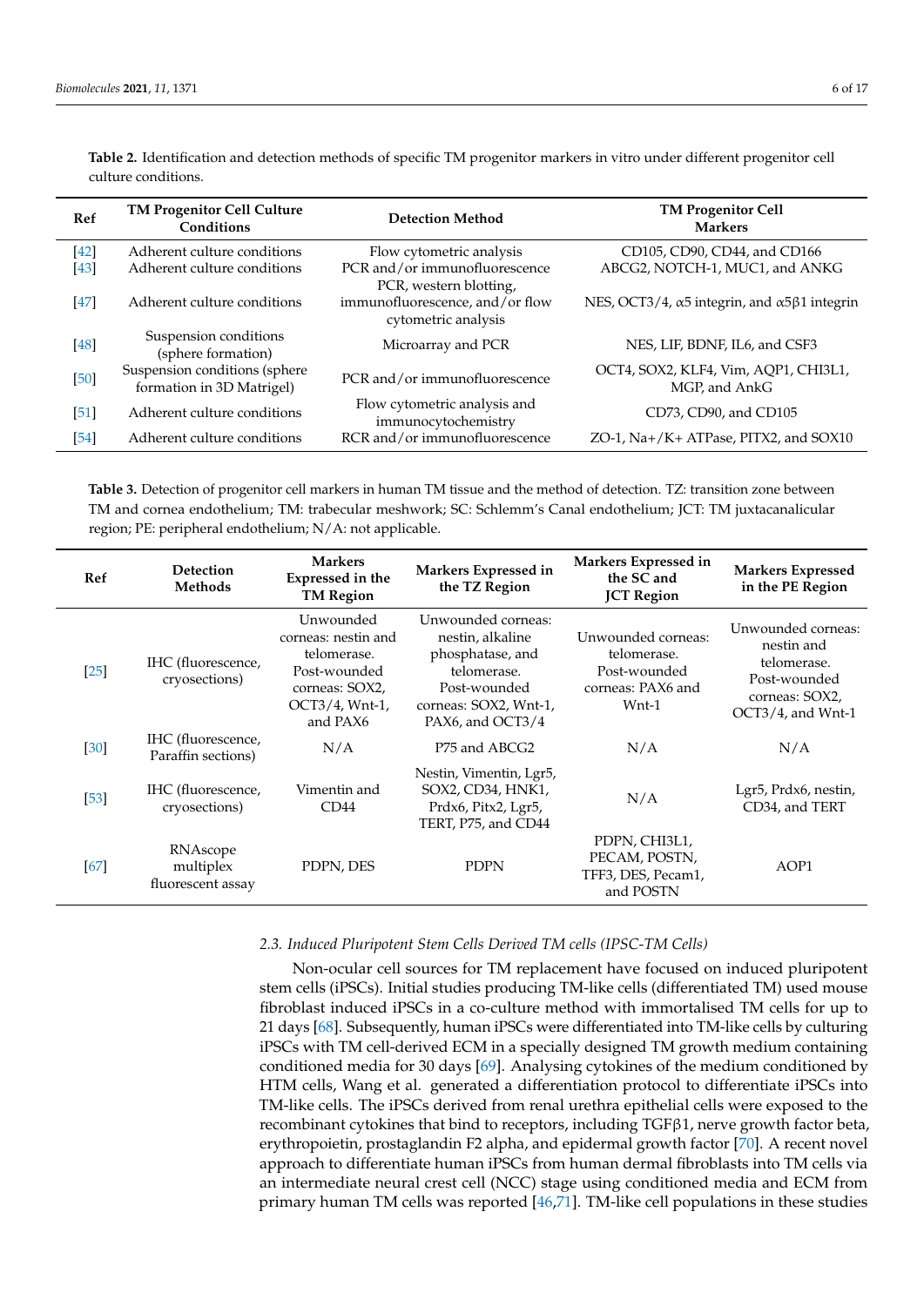**Table 2.** Identification and detection methods of specific TM progenitor markers in vitro under different progenitor cell culture conditions.

| Ref | TM Progenitor Cell Culture Conditions | Detection Method | TM Progenitor Cell Markers |
| --- | --- | --- | --- |
| [42] | Adherent culture conditions | Flow cytometric analysis | CD105, CD90, CD44, and CD166 |
| [43] | Adherent culture conditions | PCR and/or immunofluorescence | ABCG2, NOTCH-1, MUC1, and ANKG |
| [47] | Adherent culture conditions | PCR, western blotting, immunofluorescence, and/or flow cytometric analysis | NES, OCT3/4, α5 integrin, and α5β1 integrin |
| [48] | Suspension conditions (sphere formation) | Microarray and PCR | NES, LIF, BDNF, IL6, and CSF3 |
| [50] | Suspension conditions (sphere formation in 3D Matrigel) | PCR and/or immunofluorescence | OCT4, SOX2, KLF4, Vim, AQP1, CHI3L1, MGP, and AnkG |
| [51] | Adherent culture conditions | Flow cytometric analysis and immunocytochemistry | CD73, CD90, and CD105 |
| [54] | Adherent culture conditions | RCR and/or immunofluorescence | ZO-1, Na+/K+ ATPase, PITX2, and SOX10 |

**Table 3.** Detection of progenitor cell markers in human TM tissue and the method of detection. TZ: transition zone between TM and cornea endothelium; TM: trabecular meshwork; SC: Schlemm's Canal endothelium; JCT: TM juxtacanalicular region; PE: peripheral endothelium; N/A: not applicable.

| Ref | Detection Methods | Markers Expressed in the TM Region | Markers Expressed in the TZ Region | Markers Expressed in the SC and JCT Region | Markers Expressed in the PE Region |
| --- | --- | --- | --- | --- | --- |
| [25] | IHC (fluorescence, cryosections) | Unwounded corneas: nestin and telomerase. Post-wounded corneas: SOX2, OCT3/4, Wnt-1, and PAX6 | Unwounded corneas: nestin, alkaline phosphatase, and telomerase. Post-wounded corneas: SOX2, Wnt-1, PAX6, and OCT3/4 | Unwounded corneas: telomerase. Post-wounded corneas: PAX6 and Wnt-1 | Unwounded corneas: nestin and telomerase. Post-wounded corneas: SOX2, OCT3/4, and Wnt-1 |
| [30] | IHC (fluorescence, Paraffin sections) | N/A | P75 and ABCG2 | N/A | N/A |
| [53] | IHC (fluorescence, cryosections) | Vimentin and CD44 | Nestin, Vimentin, Lgr5, SOX2, CD34, HNK1, Prdx6, Pitx2, Lgr5, TERT, P75, and CD44 | N/A | Lgr5, Prdx6, nestin, CD34, and TERT |
| [67] | RNAscope multiplex fluorescent assay | PDPN, DES | PDPN | PDPN, CHI3L1, PECAM, POSTN, TFF3, DES, Pecam1, and POSTN | AOP1 |

### 2.3. Induced Pluripotent Stem Cells Derived TM cells (IPSC-TM Cells)

Non-ocular cell sources for TM replacement have focused on induced pluripotent stem cells (iPSCs). Initial studies producing TM-like cells (differentiated TM) used mouse fibroblast induced iPSCs in a co-culture method with immortalised TM cells for up to 21 days [68]. Subsequently, human iPSCs were differentiated into TM-like cells by culturing iPSCs with TM cell-derived ECM in a specially designed TM growth medium containing conditioned media for 30 days [69]. Analysing cytokines of the medium conditioned by HTM cells, Wang et al. generated a differentiation protocol to differentiate iPSCs into TM-like cells. The iPSCs derived from renal urethra epithelial cells were exposed to the recombinant cytokines that bind to receptors, including TGFβ1, nerve growth factor beta, erythropoietin, prostaglandin F2 alpha, and epidermal growth factor [70]. A recent novel approach to differentiate human iPSCs from human dermal fibroblasts into TM cells via an intermediate neural crest cell (NCC) stage using conditioned media and ECM from primary human TM cells was reported [46,71]. TM-like cell populations in these studies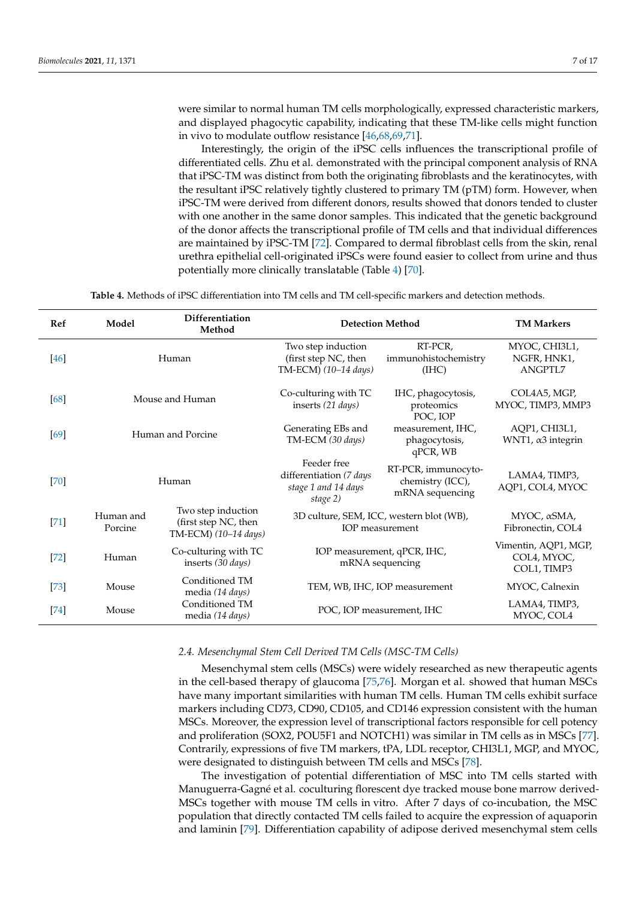were similar to normal human TM cells morphologically, expressed characteristic markers, and displayed phagocytic capability, indicating that these TM-like cells might function in vivo to modulate outflow resistance [46,68,69,71].

Interestingly, the origin of the iPSC cells influences the transcriptional profile of differentiated cells. Zhu et al. demonstrated with the principal component analysis of RNA that iPSC-TM was distinct from both the originating fibroblasts and the keratinocytes, with the resultant iPSC relatively tightly clustered to primary TM (pTM) form. However, when iPSC-TM were derived from different donors, results showed that donors tended to cluster with one another in the same donor samples. This indicated that the genetic background of the donor affects the transcriptional profile of TM cells and that individual differences are maintained by iPSC-TM [72]. Compared to dermal fibroblast cells from the skin, renal urethra epithelial cell-originated iPSCs were found easier to collect from urine and thus potentially more clinically translatable (Table 4) [70].

**Table 4.** Methods of iPSC differentiation into TM cells and TM cell-specific markers and detection methods.

| Ref | Model | Differentiation Method | Detection Method | | TM Markers |
|---|---|---|---|---|---|
| [46] | Human | | Two step induction (first step NC, then TM-ECM) *(10–14 days)* | RT-PCR, immunohistochemistry (IHC) | MYOC, CHI3L1, NGFR, HNK1, ANGPTL7 |
| [68] | Mouse and Human | | Co-culturing with TC inserts *(21 days)* | IHC, phagocytosis, proteomics | COL4A5, MGP, MYOC, TIMP3, MMP3 |
| [69] | Human and Porcine | | Generating EBs and TM-ECM *(30 days)* | POC, IOP measurement, IHC, phagocytosis, qPCR, WB | AQP1, CHI3L1, WNT1, α3 integrin |
| [70] | Human | | Feeder free differentiation *(7 days stage 1 and 14 days stage 2)* | RT-PCR, immunocytochemistry (ICC), mRNA sequencing | LAMA4, TIMP3, AQP1, COL4, MYOC |
| [71] | Human and Porcine | Two step induction (first step NC, then TM-ECM) *(10–14 days)* | 3D culture, SEM, ICC, western blot (WB), IOP measurement | | MYOC, αSMA, Fibronectin, COL4 |
| [72] | Human | Co-culturing with TC inserts *(30 days)* | IOP measurement, qPCR, IHC, mRNA sequencing | | Vimentin, AQP1, MGP, COL4, MYOC, COL1, TIMP3 |
| [73] | Mouse | Conditioned TM media *(14 days)* | TEM, WB, IHC, IOP measurement | | MYOC, Calnexin |
| [74] | Mouse | Conditioned TM media *(14 days)* | POC, IOP measurement, IHC | | LAMA4, TIMP3, MYOC, COL4 |

### 2.4. Mesenchymal Stem Cell Derived TM Cells (MSC-TM Cells)

Mesenchymal stem cells (MSCs) were widely researched as new therapeutic agents in the cell-based therapy of glaucoma [75,76]. Morgan et al. showed that human MSCs have many important similarities with human TM cells. Human TM cells exhibit surface markers including CD73, CD90, CD105, and CD146 expression consistent with the human MSCs. Moreover, the expression level of transcriptional factors responsible for cell potency and proliferation (SOX2, POU5F1 and NOTCH1) was similar in TM cells as in MSCs [77]. Contrarily, expressions of five TM markers, tPA, LDL receptor, CHI3L1, MGP, and MYOC, were designated to distinguish between TM cells and MSCs [78].

The investigation of potential differentiation of MSC into TM cells started with Manuguerra-Gagné et al. coculturing florescent dye tracked mouse bone marrow derived-MSCs together with mouse TM cells in vitro. After 7 days of co-incubation, the MSC population that directly contacted TM cells failed to acquire the expression of aquaporin and laminin [79]. Differentiation capability of adipose derived mesenchymal stem cells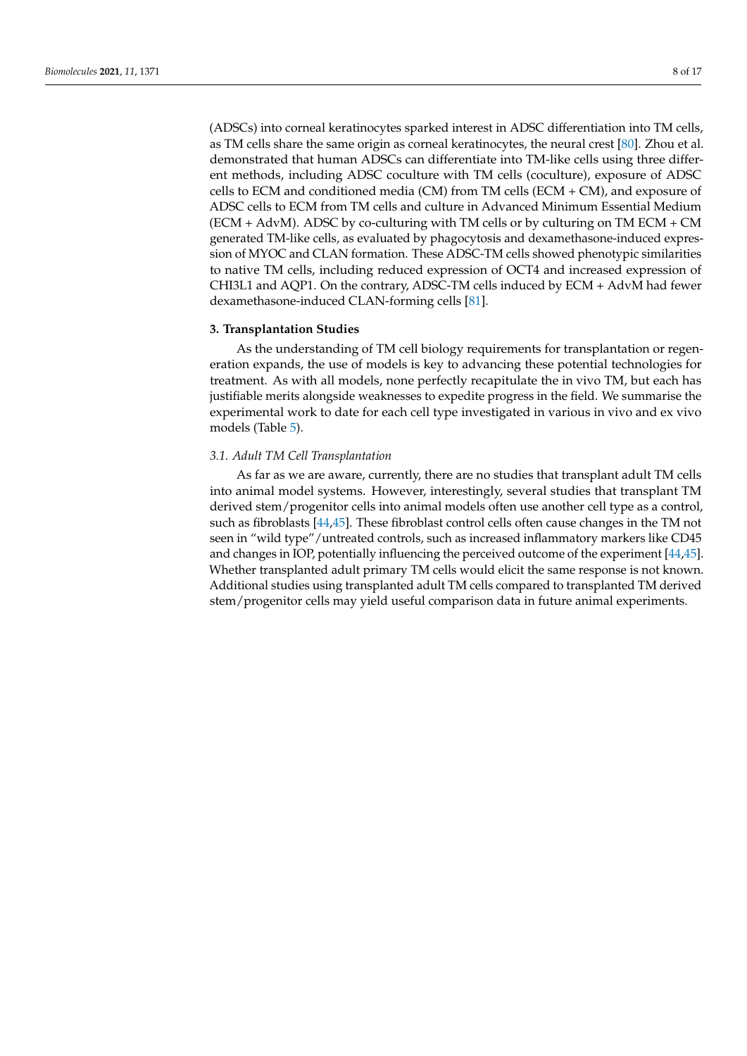(ADSCs) into corneal keratinocytes sparked interest in ADSC differentiation into TM cells, as TM cells share the same origin as corneal keratinocytes, the neural crest [80]. Zhou et al. demonstrated that human ADSCs can differentiate into TM-like cells using three different methods, including ADSC coculture with TM cells (coculture), exposure of ADSC cells to ECM and conditioned media (CM) from TM cells (ECM + CM), and exposure of ADSC cells to ECM from TM cells and culture in Advanced Minimum Essential Medium (ECM + AdvM). ADSC by co-culturing with TM cells or by culturing on TM ECM + CM generated TM-like cells, as evaluated by phagocytosis and dexamethasone-induced expression of MYOC and CLAN formation. These ADSC-TM cells showed phenotypic similarities to native TM cells, including reduced expression of OCT4 and increased expression of CHI3L1 and AQP1. On the contrary, ADSC-TM cells induced by ECM + AdvM had fewer dexamethasone-induced CLAN-forming cells [81].

## 3. Transplantation Studies

As the understanding of TM cell biology requirements for transplantation or regeneration expands, the use of models is key to advancing these potential technologies for treatment. As with all models, none perfectly recapitulate the in vivo TM, but each has justifiable merits alongside weaknesses to expedite progress in the field. We summarise the experimental work to date for each cell type investigated in various in vivo and ex vivo models (Table 5).

### *3.1. Adult TM Cell Transplantation*

As far as we are aware, currently, there are no studies that transplant adult TM cells into animal model systems. However, interestingly, several studies that transplant TM derived stem/progenitor cells into animal models often use another cell type as a control, such as fibroblasts [44,45]. These fibroblast control cells often cause changes in the TM not seen in "wild type"/untreated controls, such as increased inflammatory markers like CD45 and changes in IOP, potentially influencing the perceived outcome of the experiment [44,45]. Whether transplanted adult primary TM cells would elicit the same response is not known. Additional studies using transplanted adult TM cells compared to transplanted TM derived stem/progenitor cells may yield useful comparison data in future animal experiments.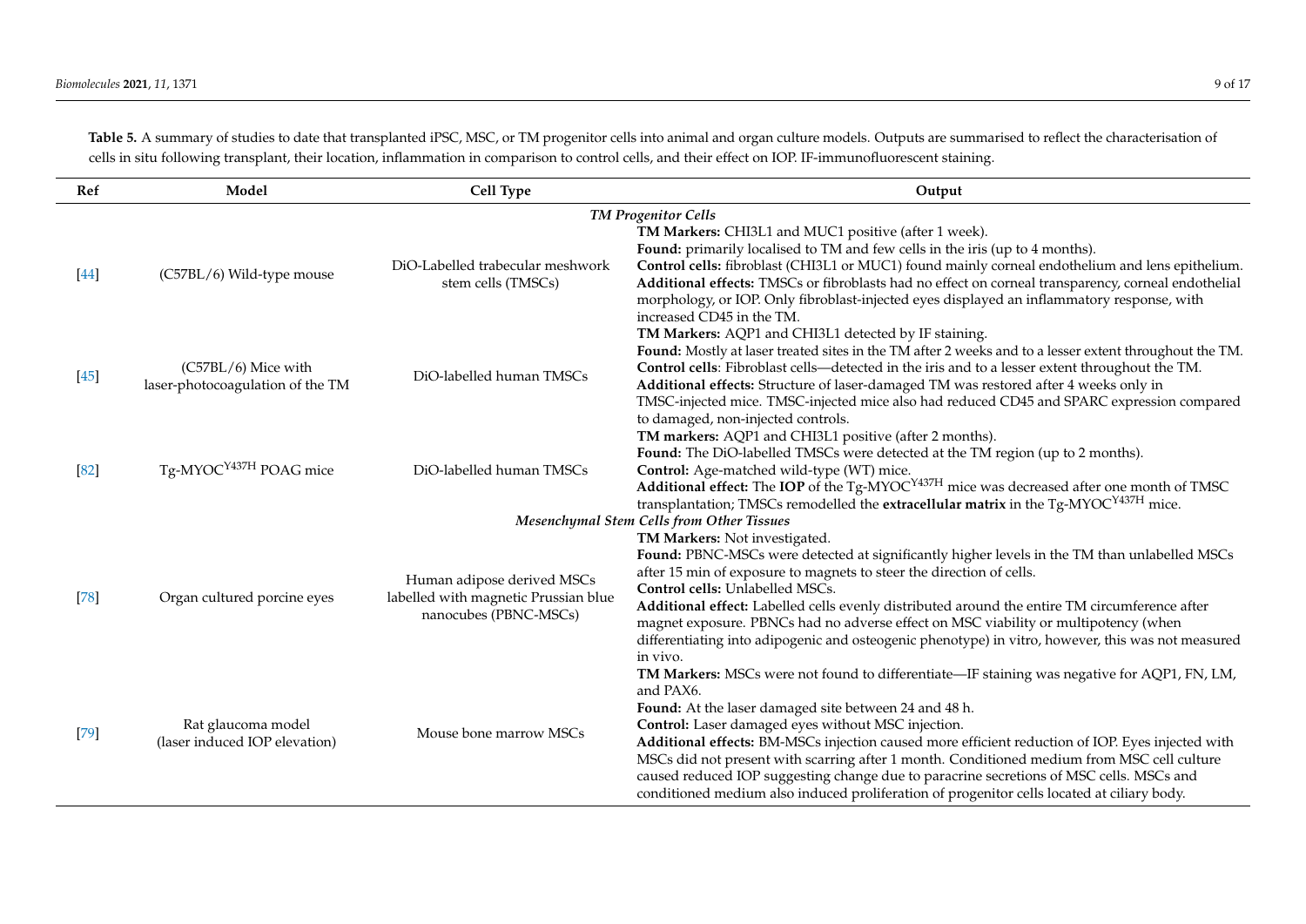**Table 5.** A summary of studies to date that transplanted iPSC, MSC, or TM progenitor cells into animal and organ culture models. Outputs are summarised to reflect the characterisation of cells in situ following transplant, their location, inflammation in comparison to control cells, and their effect on IOP. IF-immunofluorescent staining.

| Ref | Model | Cell Type | Output |
|---|---|---|---|
| | | | ***TM Progenitor Cells*** |
| [44] | (C57BL/6) Wild-type mouse | DiO-Labelled trabecular meshwork stem cells (TMSCs) | **TM Markers:** CHI3L1 and MUC1 positive (after 1 week). **Found:** primarily localised to TM and few cells in the iris (up to 4 months). **Control cells:** fibroblast (CHI3L1 or MUC1) found mainly corneal endothelium and lens epithelium. **Additional effects:** TMSCs or fibroblasts had no effect on corneal transparency, corneal endothelial morphology, or IOP. Only fibroblast-injected eyes displayed an inflammatory response, with increased CD45 in the TM. |
| [45] | (C57BL/6) Mice with laser-photocoagulation of the TM | DiO-labelled human TMSCs | **TM Markers:** AQP1 and CHI3L1 detected by IF staining. **Found:** Mostly at laser treated sites in the TM after 2 weeks and to a lesser extent throughout the TM. **Control cells**: Fibroblast cells—detected in the iris and to a lesser extent throughout the TM. **Additional effects:** Structure of laser-damaged TM was restored after 4 weeks only in TMSC-injected mice. TMSC-injected mice also had reduced CD45 and SPARC expression compared to damaged, non-injected controls. |
| [82] | Tg-MYOC$^{Y437H}$ POAG mice | DiO-labelled human TMSCs | **TM markers:** AQP1 and CHI3L1 positive (after 2 months). **Found:** The DiO-labelled TMSCs were detected at the TM region (up to 2 months). **Control:** Age-matched wild-type (WT) mice. **Additional effect:** The **IOP** of the Tg-MYOC$^{Y437H}$ mice was decreased after one month of TMSC transplantation; TMSCs remodelled the **extracellular matrix** in the Tg-MYOC$^{Y437H}$ mice. |
| | | | ***Mesenchymal Stem Cells from Other Tissues*** |
| [78] | Organ cultured porcine eyes | Human adipose derived MSCs labelled with magnetic Prussian blue nanocubes (PBNC-MSCs) | **TM Markers:** Not investigated. **Found:** PBNC-MSCs were detected at significantly higher levels in the TM than unlabelled MSCs after 15 min of exposure to magnets to steer the direction of cells. **Control cells:** Unlabelled MSCs. **Additional effect:** Labelled cells evenly distributed around the entire TM circumference after magnet exposure. PBNCs had no adverse effect on MSC viability or multipotency (when differentiating into adipogenic and osteogenic phenotype) in vitro, however, this was not measured in vivo. |
| [79] | Rat glaucoma model (laser induced IOP elevation) | Mouse bone marrow MSCs | **TM Markers:** MSCs were not found to differentiate—IF staining was negative for AQP1, FN, LM, and PAX6. **Found:** At the laser damaged site between 24 and 48 h. **Control:** Laser damaged eyes without MSC injection. **Additional effects:** BM-MSCs injection caused more efficient reduction of IOP. Eyes injected with MSCs did not present with scarring after 1 month. Conditioned medium from MSC cell culture caused reduced IOP suggesting change due to paracrine secretions of MSC cells. MSCs and conditioned medium also induced proliferation of progenitor cells located at ciliary body. |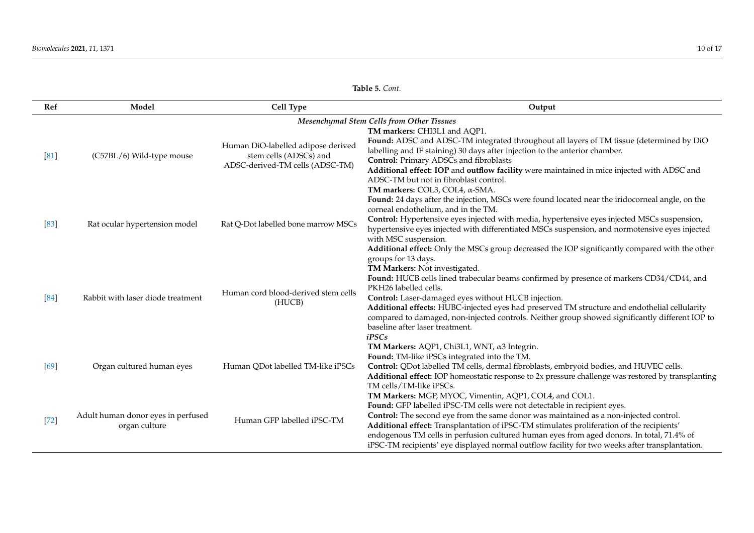**Table 5.** *Cont.*

| Ref | Model | Cell Type | Output |
|---|---|---|---|
| | | *Mesenchymal Stem Cells from Other Tissues* | |
| [81] | (C57BL/6) Wild-type mouse | Human DiO-labelled adipose derived stem cells (ADSCs) and ADSC-derived-TM cells (ADSC-TM) | **TM markers:** CHI3L1 and AQP1. **Found:** ADSC and ADSC-TM integrated throughout all layers of TM tissue (determined by DiO labelling and IF staining) 30 days after injection to the anterior chamber. **Control:** Primary ADSCs and fibroblasts **Additional effect: IOP** and **outflow facility** were maintained in mice injected with ADSC and ADSC-TM but not in fibroblast control. |
| [83] | Rat ocular hypertension model | Rat Q-Dot labelled bone marrow MSCs | **TM markers:** COL3, COL4, α-SMA. **Found:** 24 days after the injection, MSCs were found located near the iridocorneal angle, on the corneal endothelium, and in the TM. **Control:** Hypertensive eyes injected with media, hypertensive eyes injected MSCs suspension, hypertensive eyes injected with differentiated MSCs suspension, and normotensive eyes injected with MSC suspension. **Additional effect:** Only the MSCs group decreased the IOP significantly compared with the other groups for 13 days. |
| [84] | Rabbit with laser diode treatment | Human cord blood-derived stem cells (HUCB) | **TM Markers:** Not investigated. **Found:** HUCB cells lined trabecular beams confirmed by presence of markers CD34/CD44, and PKH26 labelled cells. **Control:** Laser-damaged eyes without HUCB injection. **Additional effects:** HUBC-injected eyes had preserved TM structure and endothelial cellularity compared to damaged, non-injected controls. Neither group showed significantly different IOP to baseline after laser treatment. |
| | | *iPSCs* | |
| [69] | Organ cultured human eyes | Human QDot labelled TM-like iPSCs | **TM Markers:** AQP1, Chi3L1, WNT, α3 Integrin. **Found:** TM-like iPSCs integrated into the TM. **Control:** QDot labelled TM cells, dermal fibroblasts, embryoid bodies, and HUVEC cells. **Additional effect:** IOP homeostatic response to 2x pressure challenge was restored by transplanting TM cells/TM-like iPSCs. |
| [72] | Adult human donor eyes in perfused organ culture | Human GFP labelled iPSC-TM | **TM Markers:** MGP, MYOC, Vimentin, AQP1, COL4, and COL1. **Found:** GFP labelled iPSC-TM cells were not detectable in recipient eyes. **Control:** The second eye from the same donor was maintained as a non-injected control. **Additional effect:** Transplantation of iPSC-TM stimulates proliferation of the recipients' endogenous TM cells in perfusion cultured human eyes from aged donors. In total, 71.4% of iPSC-TM recipients' eye displayed normal outflow facility for two weeks after transplantation. |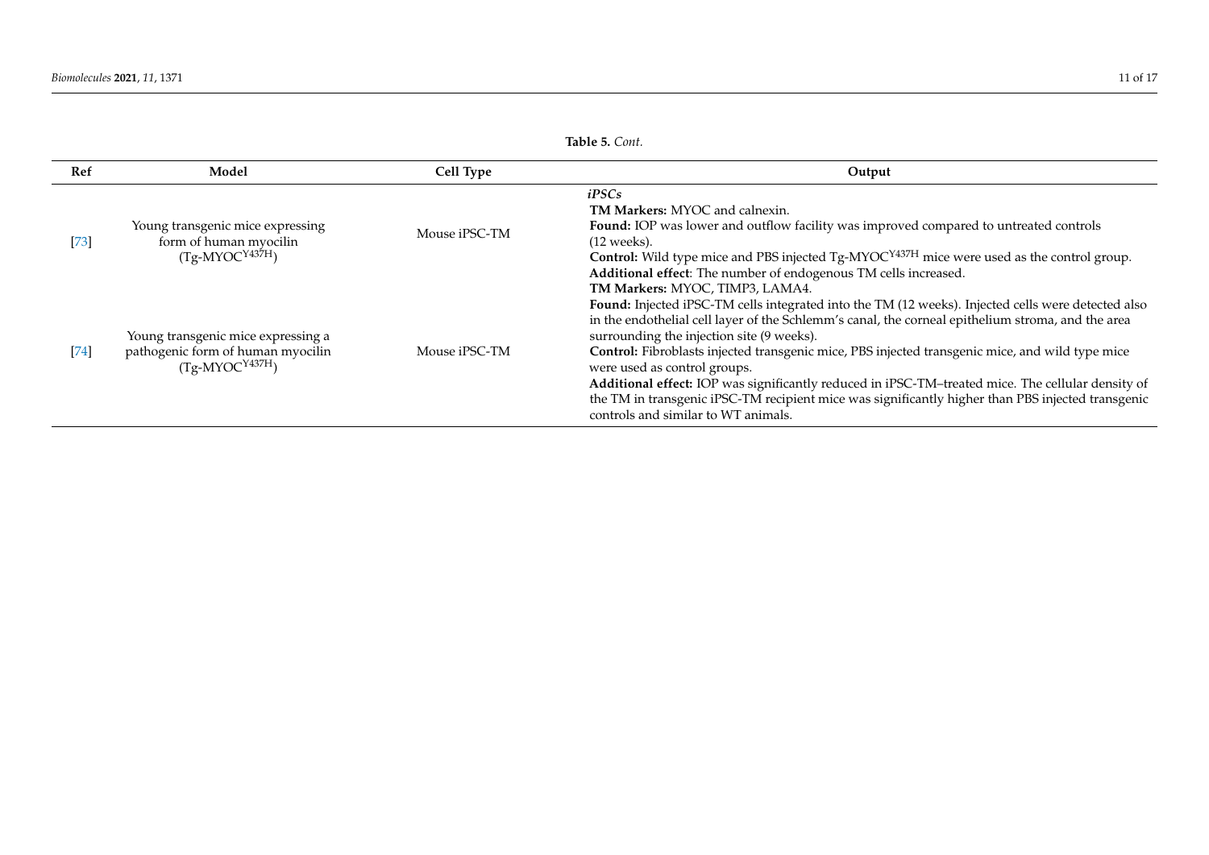**Table 5.** *Cont.*

| Ref | Model | Cell Type | Output |
| --- | --- | --- | --- |
| | | | ***iPSCs*** |
| [73] | Young transgenic mice expressing form of human myocilin (Tg-MYOC$^{Y437H}$) | Mouse iPSC-TM | **TM Markers:** MYOC and calnexin. **Found:** IOP was lower and outflow facility was improved compared to untreated controls (12 weeks). **Control:** Wild type mice and PBS injected Tg-MYOC$^{Y437H}$ mice were used as the control group. **Additional effect**: The number of endogenous TM cells increased. |
| [74] | Young transgenic mice expressing a pathogenic form of human myocilin (Tg-MYOC$^{Y437H}$) | Mouse iPSC-TM | **TM Markers:** MYOC, TIMP3, LAMA4. **Found:** Injected iPSC-TM cells integrated into the TM (12 weeks). Injected cells were detected also in the endothelial cell layer of the Schlemm's canal, the corneal epithelium stroma, and the area surrounding the injection site (9 weeks). **Control:** Fibroblasts injected transgenic mice, PBS injected transgenic mice, and wild type mice were used as control groups. **Additional effect:** IOP was significantly reduced in iPSC-TM–treated mice. The cellular density of the TM in transgenic iPSC-TM recipient mice was significantly higher than PBS injected transgenic controls and similar to WT animals. |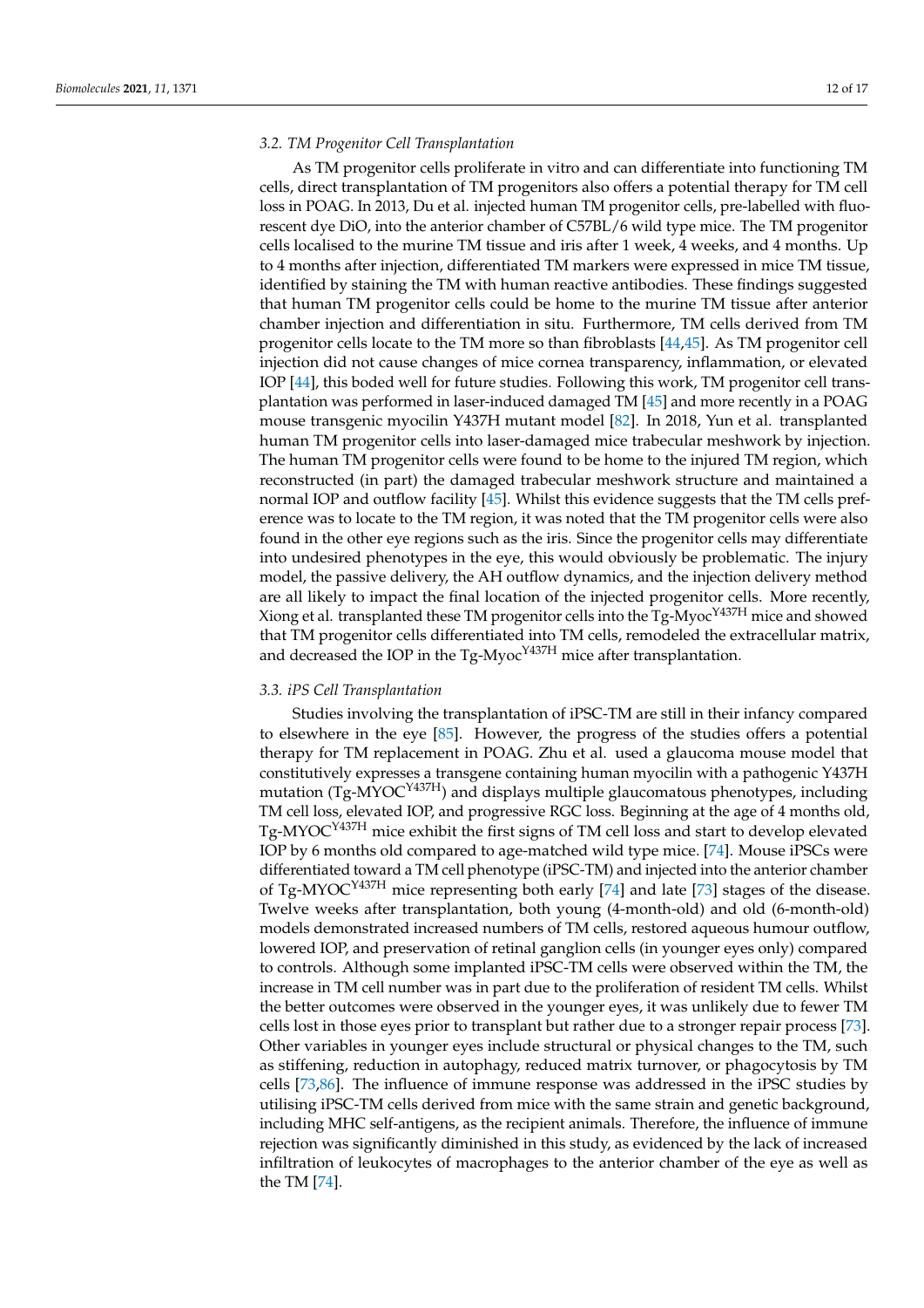### 3.2. TM Progenitor Cell Transplantation

As TM progenitor cells proliferate in vitro and can differentiate into functioning TM cells, direct transplantation of TM progenitors also offers a potential therapy for TM cell loss in POAG. In 2013, Du et al. injected human TM progenitor cells, pre-labelled with fluorescent dye DiO, into the anterior chamber of C57BL/6 wild type mice. The TM progenitor cells localised to the murine TM tissue and iris after 1 week, 4 weeks, and 4 months. Up to 4 months after injection, differentiated TM markers were expressed in mice TM tissue, identified by staining the TM with human reactive antibodies. These findings suggested that human TM progenitor cells could be home to the murine TM tissue after anterior chamber injection and differentiation in situ. Furthermore, TM cells derived from TM progenitor cells locate to the TM more so than fibroblasts [44,45]. As TM progenitor cell injection did not cause changes of mice cornea transparency, inflammation, or elevated IOP [44], this boded well for future studies. Following this work, TM progenitor cell transplantation was performed in laser-induced damaged TM [45] and more recently in a POAG mouse transgenic myocilin Y437H mutant model [82]. In 2018, Yun et al. transplanted human TM progenitor cells into laser-damaged mice trabecular meshwork by injection. The human TM progenitor cells were found to be home to the injured TM region, which reconstructed (in part) the damaged trabecular meshwork structure and maintained a normal IOP and outflow facility [45]. Whilst this evidence suggests that the TM cells preference was to locate to the TM region, it was noted that the TM progenitor cells were also found in the other eye regions such as the iris. Since the progenitor cells may differentiate into undesired phenotypes in the eye, this would obviously be problematic. The injury model, the passive delivery, the AH outflow dynamics, and the injection delivery method are all likely to impact the final location of the injected progenitor cells. More recently, Xiong et al. transplanted these TM progenitor cells into the Tg-Myoc$^{Y437H}$ mice and showed that TM progenitor cells differentiated into TM cells, remodeled the extracellular matrix, and decreased the IOP in the Tg-Myoc$^{Y437H}$ mice after transplantation.

### 3.3. iPS Cell Transplantation

Studies involving the transplantation of iPSC-TM are still in their infancy compared to elsewhere in the eye [85]. However, the progress of the studies offers a potential therapy for TM replacement in POAG. Zhu et al. used a glaucoma mouse model that constitutively expresses a transgene containing human myocilin with a pathogenic Y437H mutation (Tg-MYOC$^{Y437H}$) and displays multiple glaucomatous phenotypes, including TM cell loss, elevated IOP, and progressive RGC loss. Beginning at the age of 4 months old, Tg-MYOC$^{Y437H}$ mice exhibit the first signs of TM cell loss and start to develop elevated IOP by 6 months old compared to age-matched wild type mice. [74]. Mouse iPSCs were differentiated toward a TM cell phenotype (iPSC-TM) and injected into the anterior chamber of Tg-MYOC$^{Y437H}$ mice representing both early [74] and late [73] stages of the disease. Twelve weeks after transplantation, both young (4-month-old) and old (6-month-old) models demonstrated increased numbers of TM cells, restored aqueous humour outflow, lowered IOP, and preservation of retinal ganglion cells (in younger eyes only) compared to controls. Although some implanted iPSC-TM cells were observed within the TM, the increase in TM cell number was in part due to the proliferation of resident TM cells. Whilst the better outcomes were observed in the younger eyes, it was unlikely due to fewer TM cells lost in those eyes prior to transplant but rather due to a stronger repair process [73]. Other variables in younger eyes include structural or physical changes to the TM, such as stiffening, reduction in autophagy, reduced matrix turnover, or phagocytosis by TM cells [73,86]. The influence of immune response was addressed in the iPSC studies by utilising iPSC-TM cells derived from mice with the same strain and genetic background, including MHC self-antigens, as the recipient animals. Therefore, the influence of immune rejection was significantly diminished in this study, as evidenced by the lack of increased infiltration of leukocytes of macrophages to the anterior chamber of the eye as well as the TM [74].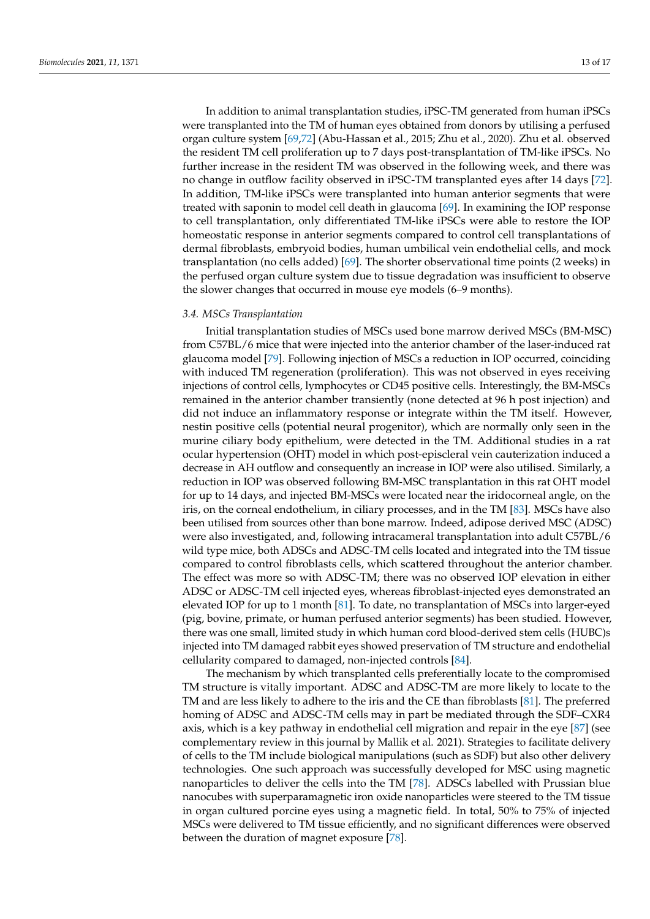In addition to animal transplantation studies, iPSC-TM generated from human iPSCs were transplanted into the TM of human eyes obtained from donors by utilising a perfused organ culture system [69,72] (Abu-Hassan et al., 2015; Zhu et al., 2020). Zhu et al. observed the resident TM cell proliferation up to 7 days post-transplantation of TM-like iPSCs. No further increase in the resident TM was observed in the following week, and there was no change in outflow facility observed in iPSC-TM transplanted eyes after 14 days [72]. In addition, TM-like iPSCs were transplanted into human anterior segments that were treated with saponin to model cell death in glaucoma [69]. In examining the IOP response to cell transplantation, only differentiated TM-like iPSCs were able to restore the IOP homeostatic response in anterior segments compared to control cell transplantations of dermal fibroblasts, embryoid bodies, human umbilical vein endothelial cells, and mock transplantation (no cells added) [69]. The shorter observational time points (2 weeks) in the perfused organ culture system due to tissue degradation was insufficient to observe the slower changes that occurred in mouse eye models (6–9 months).

### *3.4. MSCs Transplantation*

Initial transplantation studies of MSCs used bone marrow derived MSCs (BM-MSC) from C57BL/6 mice that were injected into the anterior chamber of the laser-induced rat glaucoma model [79]. Following injection of MSCs a reduction in IOP occurred, coinciding with induced TM regeneration (proliferation). This was not observed in eyes receiving injections of control cells, lymphocytes or CD45 positive cells. Interestingly, the BM-MSCs remained in the anterior chamber transiently (none detected at 96 h post injection) and did not induce an inflammatory response or integrate within the TM itself. However, nestin positive cells (potential neural progenitor), which are normally only seen in the murine ciliary body epithelium, were detected in the TM. Additional studies in a rat ocular hypertension (OHT) model in which post-episcleral vein cauterization induced a decrease in AH outflow and consequently an increase in IOP were also utilised. Similarly, a reduction in IOP was observed following BM-MSC transplantation in this rat OHT model for up to 14 days, and injected BM-MSCs were located near the iridocorneal angle, on the iris, on the corneal endothelium, in ciliary processes, and in the TM [83]. MSCs have also been utilised from sources other than bone marrow. Indeed, adipose derived MSC (ADSC) were also investigated, and, following intracameral transplantation into adult C57BL/6 wild type mice, both ADSCs and ADSC-TM cells located and integrated into the TM tissue compared to control fibroblasts cells, which scattered throughout the anterior chamber. The effect was more so with ADSC-TM; there was no observed IOP elevation in either ADSC or ADSC-TM cell injected eyes, whereas fibroblast-injected eyes demonstrated an elevated IOP for up to 1 month [81]. To date, no transplantation of MSCs into larger-eyed (pig, bovine, primate, or human perfused anterior segments) has been studied. However, there was one small, limited study in which human cord blood-derived stem cells (HUBC)s injected into TM damaged rabbit eyes showed preservation of TM structure and endothelial cellularity compared to damaged, non-injected controls [84].

The mechanism by which transplanted cells preferentially locate to the compromised TM structure is vitally important. ADSC and ADSC-TM are more likely to locate to the TM and are less likely to adhere to the iris and the CE than fibroblasts [81]. The preferred homing of ADSC and ADSC-TM cells may in part be mediated through the SDF–CXR4 axis, which is a key pathway in endothelial cell migration and repair in the eye [87] (see complementary review in this journal by Mallik et al. 2021). Strategies to facilitate delivery of cells to the TM include biological manipulations (such as SDF) but also other delivery technologies. One such approach was successfully developed for MSC using magnetic nanoparticles to deliver the cells into the TM [78]. ADSCs labelled with Prussian blue nanocubes with superparamagnetic iron oxide nanoparticles were steered to the TM tissue in organ cultured porcine eyes using a magnetic field. In total, 50% to 75% of injected MSCs were delivered to TM tissue efficiently, and no significant differences were observed between the duration of magnet exposure [78].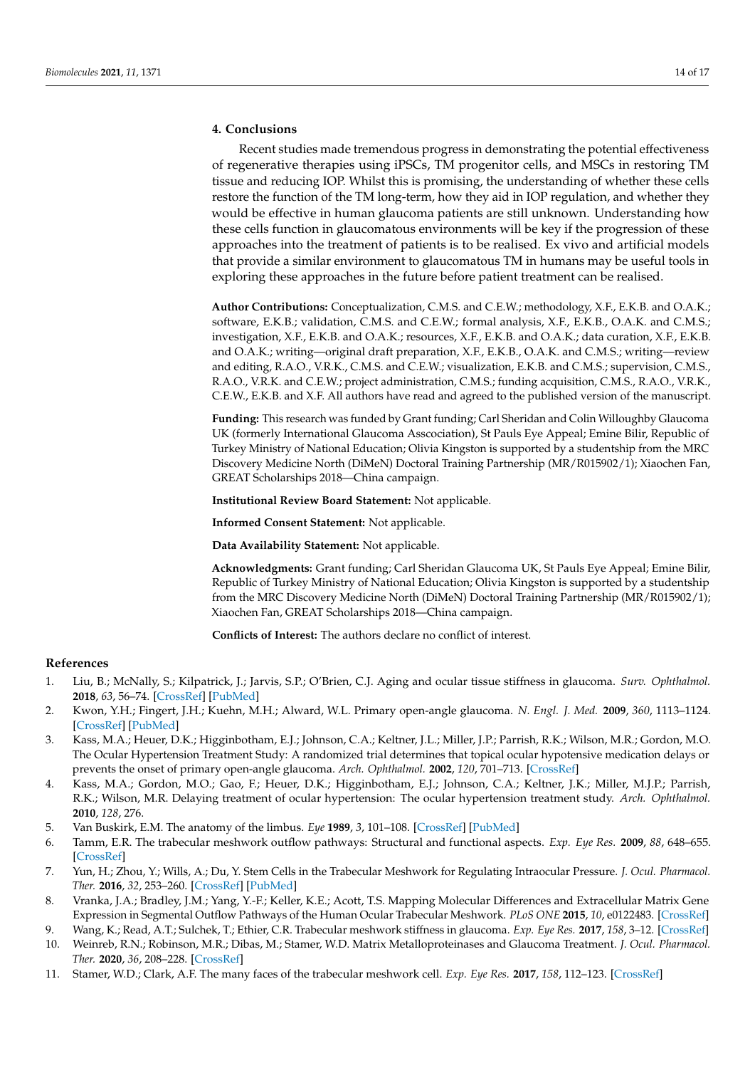## 4. Conclusions

Recent studies made tremendous progress in demonstrating the potential effectiveness of regenerative therapies using iPSCs, TM progenitor cells, and MSCs in restoring TM tissue and reducing IOP. Whilst this is promising, the understanding of whether these cells restore the function of the TM long-term, how they aid in IOP regulation, and whether they would be effective in human glaucoma patients are still unknown. Understanding how these cells function in glaucomatous environments will be key if the progression of these approaches into the treatment of patients is to be realised. Ex vivo and artificial models that provide a similar environment to glaucomatous TM in humans may be useful tools in exploring these approaches in the future before patient treatment can be realised.

**Author Contributions:** Conceptualization, C.M.S. and C.E.W.; methodology, X.F., E.K.B. and O.A.K.; software, E.K.B.; validation, C.M.S. and C.E.W.; formal analysis, X.F., E.K.B., O.A.K. and C.M.S.; investigation, X.F., E.K.B. and O.A.K.; resources, X.F., E.K.B. and O.A.K.; data curation, X.F., E.K.B. and O.A.K.; writing—original draft preparation, X.F., E.K.B., O.A.K. and C.M.S.; writing—review and editing, R.A.O., V.R.K., C.M.S. and C.E.W.; visualization, E.K.B. and C.M.S.; supervision, C.M.S., R.A.O., V.R.K. and C.E.W.; project administration, C.M.S.; funding acquisition, C.M.S., R.A.O., V.R.K., C.E.W., E.K.B. and X.F. All authors have read and agreed to the published version of the manuscript.

**Funding:** This research was funded by Grant funding; Carl Sheridan and Colin Willoughby Glaucoma UK (formerly International Glaucoma Asscociation), St Pauls Eye Appeal; Emine Bilir, Republic of Turkey Ministry of National Education; Olivia Kingston is supported by a studentship from the MRC Discovery Medicine North (DiMeN) Doctoral Training Partnership (MR/R015902/1); Xiaochen Fan, GREAT Scholarships 2018—China campaign.

**Institutional Review Board Statement:** Not applicable.

**Informed Consent Statement:** Not applicable.

**Data Availability Statement:** Not applicable.

**Acknowledgments:** Grant funding; Carl Sheridan Glaucoma UK, St Pauls Eye Appeal; Emine Bilir, Republic of Turkey Ministry of National Education; Olivia Kingston is supported by a studentship from the MRC Discovery Medicine North (DiMeN) Doctoral Training Partnership (MR/R015902/1); Xiaochen Fan, GREAT Scholarships 2018—China campaign.

**Conflicts of Interest:** The authors declare no conflict of interest.

## References

1. Liu, B.; McNally, S.; Kilpatrick, J.; Jarvis, S.P.; O'Brien, C.J. Aging and ocular tissue stiffness in glaucoma. *Surv. Ophthalmol.* **2018**, *63*, 56–74. [CrossRef] [PubMed]
2. Kwon, Y.H.; Fingert, J.H.; Kuehn, M.H.; Alward, W.L. Primary open-angle glaucoma. *N. Engl. J. Med.* **2009**, *360*, 1113–1124. [CrossRef] [PubMed]
3. Kass, M.A.; Heuer, D.K.; Higginbotham, E.J.; Johnson, C.A.; Keltner, J.L.; Miller, J.P.; Parrish, R.K.; Wilson, M.R.; Gordon, M.O. The Ocular Hypertension Treatment Study: A randomized trial determines that topical ocular hypotensive medication delays or prevents the onset of primary open-angle glaucoma. *Arch. Ophthalmol.* **2002**, *120*, 701–713. [CrossRef]
4. Kass, M.A.; Gordon, M.O.; Gao, F.; Heuer, D.K.; Higginbotham, E.J.; Johnson, C.A.; Keltner, J.K.; Miller, M.J.P.; Parrish, R.K.; Wilson, M.R. Delaying treatment of ocular hypertension: The ocular hypertension treatment study. *Arch. Ophthalmol.* **2010**, *128*, 276.
5. Van Buskirk, E.M. The anatomy of the limbus. *Eye* **1989**, *3*, 101–108. [CrossRef] [PubMed]
6. Tamm, E.R. The trabecular meshwork outflow pathways: Structural and functional aspects. *Exp. Eye Res.* **2009**, *88*, 648–655. [CrossRef]
7. Yun, H.; Zhou, Y.; Wills, A.; Du, Y. Stem Cells in the Trabecular Meshwork for Regulating Intraocular Pressure. *J. Ocul. Pharmacol. Ther.* **2016**, *32*, 253–260. [CrossRef] [PubMed]
8. Vranka, J.A.; Bradley, J.M.; Yang, Y.-F.; Keller, K.E.; Acott, T.S. Mapping Molecular Differences and Extracellular Matrix Gene Expression in Segmental Outflow Pathways of the Human Ocular Trabecular Meshwork. *PLoS ONE* **2015**, *10*, e0122483. [CrossRef]
9. Wang, K.; Read, A.T.; Sulchek, T.; Ethier, C.R. Trabecular meshwork stiffness in glaucoma. *Exp. Eye Res.* **2017**, *158*, 3–12. [CrossRef]
10. Weinreb, R.N.; Robinson, M.R.; Dibas, M.; Stamer, W.D. Matrix Metalloproteinases and Glaucoma Treatment. *J. Ocul. Pharmacol. Ther.* **2020**, *36*, 208–228. [CrossRef]
11. Stamer, W.D.; Clark, A.F. The many faces of the trabecular meshwork cell. *Exp. Eye Res.* **2017**, *158*, 112–123. [CrossRef]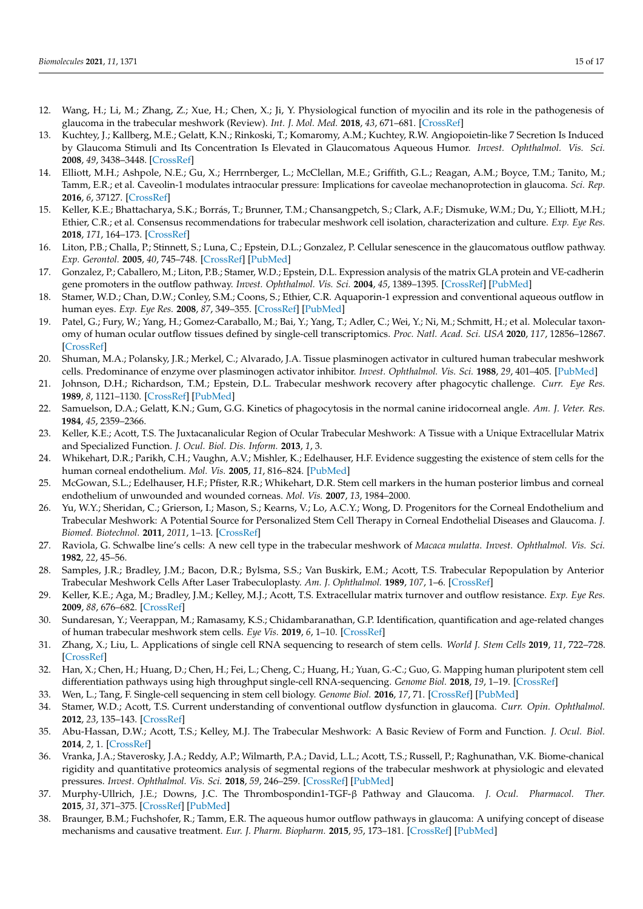12. Wang, H.; Li, M.; Zhang, Z.; Xue, H.; Chen, X.; Ji, Y. Physiological function of myocilin and its role in the pathogenesis of glaucoma in the trabecular meshwork (Review). *Int. J. Mol. Med.* **2018**, *43*, 671–681. [CrossRef]
13. Kuchtey, J.; Kallberg, M.E.; Gelatt, K.N.; Rinkoski, T.; Komaromy, A.M.; Kuchtey, R.W. Angiopoietin-like 7 Secretion Is Induced by Glaucoma Stimuli and Its Concentration Is Elevated in Glaucomatous Aqueous Humor. *Invest. Ophthalmol. Vis. Sci.* **2008**, *49*, 3438–3448. [CrossRef]
14. Elliott, M.H.; Ashpole, N.E.; Gu, X.; Herrnberger, L.; McClellan, M.E.; Griffith, G.L.; Reagan, A.M.; Boyce, T.M.; Tanito, M.; Tamm, E.R.; et al. Caveolin-1 modulates intraocular pressure: Implications for caveolae mechanoprotection in glaucoma. *Sci. Rep.* **2016**, *6*, 37127. [CrossRef]
15. Keller, K.E.; Bhattacharya, S.K.; Borrás, T.; Brunner, T.M.; Chansangpetch, S.; Clark, A.F.; Dismuke, W.M.; Du, Y.; Elliott, M.H.; Ethier, C.R.; et al. Consensus recommendations for trabecular meshwork cell isolation, characterization and culture. *Exp. Eye Res.* **2018**, *171*, 164–173. [CrossRef]
16. Liton, P.B.; Challa, P.; Stinnett, S.; Luna, C.; Epstein, D.L.; Gonzalez, P. Cellular senescence in the glaucomatous outflow pathway. *Exp. Gerontol.* **2005**, *40*, 745–748. [CrossRef] [PubMed]
17. Gonzalez, P.; Caballero, M.; Liton, P.B.; Stamer, W.D.; Epstein, D.L. Expression analysis of the matrix GLA protein and VE-cadherin gene promoters in the outflow pathway. *Invest. Ophthalmol. Vis. Sci.* **2004**, *45*, 1389–1395. [CrossRef] [PubMed]
18. Stamer, W.D.; Chan, D.W.; Conley, S.M.; Coons, S.; Ethier, C.R. Aquaporin-1 expression and conventional aqueous outflow in human eyes. *Exp. Eye Res.* **2008**, *87*, 349–355. [CrossRef] [PubMed]
19. Patel, G.; Fury, W.; Yang, H.; Gomez-Caraballo, M.; Bai, Y.; Yang, T.; Adler, C.; Wei, Y.; Ni, M.; Schmitt, H.; et al. Molecular taxonomy of human ocular outflow tissues defined by single-cell transcriptomics. *Proc. Natl. Acad. Sci. USA* **2020**, *117*, 12856–12867. [CrossRef]
20. Shuman, M.A.; Polansky, J.R.; Merkel, C.; Alvarado, J.A. Tissue plasminogen activator in cultured human trabecular meshwork cells. Predominance of enzyme over plasminogen activator inhibitor. *Invest. Ophthalmol. Vis. Sci.* **1988**, *29*, 401–405. [PubMed]
21. Johnson, D.H.; Richardson, T.M.; Epstein, D.L. Trabecular meshwork recovery after phagocytic challenge. *Curr. Eye Res.* **1989**, *8*, 1121–1130. [CrossRef] [PubMed]
22. Samuelson, D.A.; Gelatt, K.N.; Gum, G.G. Kinetics of phagocytosis in the normal canine iridocorneal angle. *Am. J. Veter. Res.* **1984**, *45*, 2359–2366.
23. Keller, K.E.; Acott, T.S. The Juxtacanalicular Region of Ocular Trabecular Meshwork: A Tissue with a Unique Extracellular Matrix and Specialized Function. *J. Ocul. Biol. Dis. Inform.* **2013**, *1*, 3.
24. Whikehart, D.R.; Parikh, C.H.; Vaughn, A.V.; Mishler, K.; Edelhauser, H.F. Evidence suggesting the existence of stem cells for the human corneal endothelium. *Mol. Vis.* **2005**, *11*, 816–824. [PubMed]
25. McGowan, S.L.; Edelhauser, H.F.; Pfister, R.R.; Whikehart, D.R. Stem cell markers in the human posterior limbus and corneal endothelium of unwounded and wounded corneas. *Mol. Vis.* **2007**, *13*, 1984–2000.
26. Yu, W.Y.; Sheridan, C.; Grierson, I.; Mason, S.; Kearns, V.; Lo, A.C.Y.; Wong, D. Progenitors for the Corneal Endothelium and Trabecular Meshwork: A Potential Source for Personalized Stem Cell Therapy in Corneal Endothelial Diseases and Glaucoma. *J. Biomed. Biotechnol.* **2011**, *2011*, 1–13. [CrossRef]
27. Raviola, G. Schwalbe line's cells: A new cell type in the trabecular meshwork of *Macaca mulatta*. *Invest. Ophthalmol. Vis. Sci.* **1982**, *22*, 45–56.
28. Samples, J.R.; Bradley, J.M.; Bacon, D.R.; Bylsma, S.S.; Van Buskirk, E.M.; Acott, T.S. Trabecular Repopulation by Anterior Trabecular Meshwork Cells After Laser Trabeculoplasty. *Am. J. Ophthalmol.* **1989**, *107*, 1–6. [CrossRef]
29. Keller, K.E.; Aga, M.; Bradley, J.M.; Kelley, M.J.; Acott, T.S. Extracellular matrix turnover and outflow resistance. *Exp. Eye Res.* **2009**, *88*, 676–682. [CrossRef]
30. Sundaresan, Y.; Veerappan, M.; Ramasamy, K.S.; Chidambaranathan, G.P. Identification, quantification and age-related changes of human trabecular meshwork stem cells. *Eye Vis.* **2019**, *6*, 1–10. [CrossRef]
31. Zhang, X.; Liu, L. Applications of single cell RNA sequencing to research of stem cells. *World J. Stem Cells* **2019**, *11*, 722–728. [CrossRef]
32. Han, X.; Chen, H.; Huang, D.; Chen, H.; Fei, L.; Cheng, C.; Huang, H.; Yuan, G.-C.; Guo, G. Mapping human pluripotent stem cell differentiation pathways using high throughput single-cell RNA-sequencing. *Genome Biol.* **2018**, *19*, 1–19. [CrossRef]
33. Wen, L.; Tang, F. Single-cell sequencing in stem cell biology. *Genome Biol.* **2016**, *17*, 71. [CrossRef] [PubMed]
34. Stamer, W.D.; Acott, T.S. Current understanding of conventional outflow dysfunction in glaucoma. *Curr. Opin. Ophthalmol.* **2012**, *23*, 135–143. [CrossRef]
35. Abu-Hassan, D.W.; Acott, T.S.; Kelley, M.J. The Trabecular Meshwork: A Basic Review of Form and Function. *J. Ocul. Biol.* **2014**, *2*, 1. [CrossRef]
36. Vranka, J.A.; Staverosky, J.A.; Reddy, A.P.; Wilmarth, P.A.; David, L.L.; Acott, T.S.; Russell, P.; Raghunathan, V.K. Biome-chanical rigidity and quantitative proteomics analysis of segmental regions of the trabecular meshwork at physiologic and elevated pressures. *Invest. Ophthalmol. Vis. Sci.* **2018**, *59*, 246–259. [CrossRef] [PubMed]
37. Murphy-Ullrich, J.E.; Downs, J.C. The Thrombospondin1-TGF-β Pathway and Glaucoma. *J. Ocul. Pharmacol. Ther.* **2015**, *31*, 371–375. [CrossRef] [PubMed]
38. Braunger, B.M.; Fuchshofer, R.; Tamm, E.R. The aqueous humor outflow pathways in glaucoma: A unifying concept of disease mechanisms and causative treatment. *Eur. J. Pharm. Biopharm.* **2015**, *95*, 173–181. [CrossRef] [PubMed]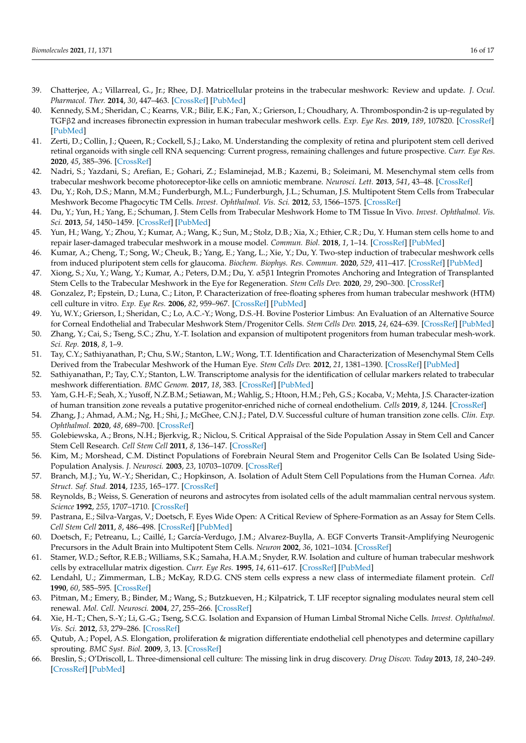39. Chatterjee, A.; Villarreal, G., Jr.; Rhee, D.J. Matricellular proteins in the trabecular meshwork: Review and update. *J. Ocul. Pharmacol. Ther.* **2014**, *30*, 447–463. [CrossRef] [PubMed]
40. Kennedy, S.M.; Sheridan, C.; Kearns, V.R.; Bilir, E.K.; Fan, X.; Grierson, I.; Choudhary, A. Thrombospondin-2 is up-regulated by TGFβ2 and increases fibronectin expression in human trabecular meshwork cells. *Exp. Eye Res.* **2019**, *189*, 107820. [CrossRef] [PubMed]
41. Zerti, D.; Collin, J.; Queen, R.; Cockell, S.J.; Lako, M. Understanding the complexity of retina and pluripotent stem cell derived retinal organoids with single cell RNA sequencing: Current progress, remaining challenges and future prospective. *Curr. Eye Res.* **2020**, *45*, 385–396. [CrossRef]
42. Nadri, S.; Yazdani, S.; Arefian, E.; Gohari, Z.; Eslaminejad, M.B.; Kazemi, B.; Soleimani, M. Mesenchymal stem cells from trabecular meshwork become photoreceptor-like cells on amniotic membrane. *Neurosci. Lett.* **2013**, *541*, 43–48. [CrossRef]
43. Du, Y.; Roh, D.S.; Mann, M.M.; Funderburgh, M.L.; Funderburgh, J.L.; Schuman, J.S. Multipotent Stem Cells from Trabecular Meshwork Become Phagocytic TM Cells. *Invest. Ophthalmol. Vis. Sci.* **2012**, *53*, 1566–1575. [CrossRef]
44. Du, Y.; Yun, H.; Yang, E.; Schuman, J.S. Stem Cells from Trabecular Meshwork Home to TM Tissue In Vivo. *Invest. Ophthalmol. Vis. Sci.* **2013**, *54*, 1450–1459. [CrossRef] [PubMed]
45. Yun, H.; Wang, Y.; Zhou, Y.; Kumar, A.; Wang, K.; Sun, M.; Stolz, D.B.; Xia, X.; Ethier, C.R.; Du, Y. Human stem cells home to and repair laser-damaged trabecular meshwork in a mouse model. *Commun. Biol.* **2018**, *1*, 1–14. [CrossRef] [PubMed]
46. Kumar, A.; Cheng, T.; Song, W.; Cheuk, B.; Yang, E.; Yang, L.; Xie, Y.; Du, Y. Two-step induction of trabecular meshwork cells from induced pluripotent stem cells for glaucoma. *Biochem. Biophys. Res. Commun.* **2020**, *529*, 411–417. [CrossRef] [PubMed]
47. Xiong, S.; Xu, Y.; Wang, Y.; Kumar, A.; Peters, D.M.; Du, Y. α5β1 Integrin Promotes Anchoring and Integration of Transplanted Stem Cells to the Trabecular Meshwork in the Eye for Regeneration. *Stem Cells Dev.* **2020**, *29*, 290–300. [CrossRef]
48. Gonzalez, P.; Epstein, D.; Luna, C.; Liton, P. Characterization of free-floating spheres from human trabecular meshwork (HTM) cell culture in vitro. *Exp. Eye Res.* **2006**, *82*, 959–967. [CrossRef] [PubMed]
49. Yu, W.Y.; Grierson, I.; Sheridan, C.; Lo, A.C.-Y.; Wong, D.S.-H. Bovine Posterior Limbus: An Evaluation of an Alternative Source for Corneal Endothelial and Trabecular Meshwork Stem/Progenitor Cells. *Stem Cells Dev.* **2015**, *24*, 624–639. [CrossRef] [PubMed]
50. Zhang, Y.; Cai, S.; Tseng, S.C.; Zhu, Y.-T. Isolation and expansion of multipotent progenitors from human trabecular mesh-work. *Sci. Rep.* **2018**, *8*, 1–9.
51. Tay, C.Y.; Sathiyanathan, P.; Chu, S.W.; Stanton, L.W.; Wong, T.T. Identification and Characterization of Mesenchymal Stem Cells Derived from the Trabecular Meshwork of the Human Eye. *Stem Cells Dev.* **2012**, *21*, 1381–1390. [CrossRef] [PubMed]
52. Sathiyanathan, P.; Tay, C.Y.; Stanton, L.W. Transcriptome analysis for the identification of cellular markers related to trabecular meshwork differentiation. *BMC Genom.* **2017**, *18*, 383. [CrossRef] [PubMed]
53. Yam, G.H.-F.; Seah, X.; Yusoff, N.Z.B.M.; Setiawan, M.; Wahlig, S.; Htoon, H.M.; Peh, G.S.; Kocaba, V.; Mehta, J.S. Character-ization of human transition zone reveals a putative progenitor-enriched niche of corneal endothelium. *Cells* **2019**, *8*, 1244. [CrossRef]
54. Zhang, J.; Ahmad, A.M.; Ng, H.; Shi, J.; McGhee, C.N.J.; Patel, D.V. Successful culture of human transition zone cells. *Clin. Exp. Ophthalmol.* **2020**, *48*, 689–700. [CrossRef]
55. Golebiewska, A.; Brons, N.H.; Bjerkvig, R.; Niclou, S. Critical Appraisal of the Side Population Assay in Stem Cell and Cancer Stem Cell Research. *Cell Stem Cell* **2011**, *8*, 136–147. [CrossRef]
56. Kim, M.; Morshead, C.M. Distinct Populations of Forebrain Neural Stem and Progenitor Cells Can Be Isolated Using Side-Population Analysis. *J. Neurosci.* **2003**, *23*, 10703–10709. [CrossRef]
57. Branch, M.J.; Yu, W.-Y.; Sheridan, C.; Hopkinson, A. Isolation of Adult Stem Cell Populations from the Human Cornea. *Adv. Struct. Saf. Stud.* **2014**, *1235*, 165–177. [CrossRef]
58. Reynolds, B.; Weiss, S. Generation of neurons and astrocytes from isolated cells of the adult mammalian central nervous system. *Science* **1992**, *255*, 1707–1710. [CrossRef]
59. Pastrana, E.; Silva-Vargas, V.; Doetsch, F. Eyes Wide Open: A Critical Review of Sphere-Formation as an Assay for Stem Cells. *Cell Stem Cell* **2011**, *8*, 486–498. [CrossRef] [PubMed]
60. Doetsch, F.; Petreanu, L.; Caillé, I.; García-Verdugo, J.M.; Alvarez-Buylla, A. EGF Converts Transit-Amplifying Neurogenic Precursors in the Adult Brain into Multipotent Stem Cells. *Neuron* **2002**, *36*, 1021–1034. [CrossRef]
61. Stamer, W.D.; Seftor, R.E.B.; Williams, S.K.; Samaha, H.A.M.; Snyder, R.W. Isolation and culture of human trabecular meshwork cells by extracellular matrix digestion. *Curr. Eye Res.* **1995**, *14*, 611–617. [CrossRef] [PubMed]
62. Lendahl, U.; Zimmerman, L.B.; McKay, R.D.G. CNS stem cells express a new class of intermediate filament protein. *Cell* **1990**, *60*, 585–595. [CrossRef]
63. Pitman, M.; Emery, B.; Binder, M.; Wang, S.; Butzkueven, H.; Kilpatrick, T. LIF receptor signaling modulates neural stem cell renewal. *Mol. Cell. Neurosci.* **2004**, *27*, 255–266. [CrossRef]
64. Xie, H.-T.; Chen, S.-Y.; Li, G.-G.; Tseng, S.C.G. Isolation and Expansion of Human Limbal Stromal Niche Cells. *Invest. Ophthalmol. Vis. Sci.* **2012**, *53*, 279–286. [CrossRef]
65. Qutub, A.; Popel, A.S. Elongation, proliferation & migration differentiate endothelial cell phenotypes and determine capillary sprouting. *BMC Syst. Biol.* **2009**, *3*, 13. [CrossRef]
66. Breslin, S.; O'Driscoll, L. Three-dimensional cell culture: The missing link in drug discovery. *Drug Discov. Today* **2013**, *18*, 240–249. [CrossRef] [PubMed]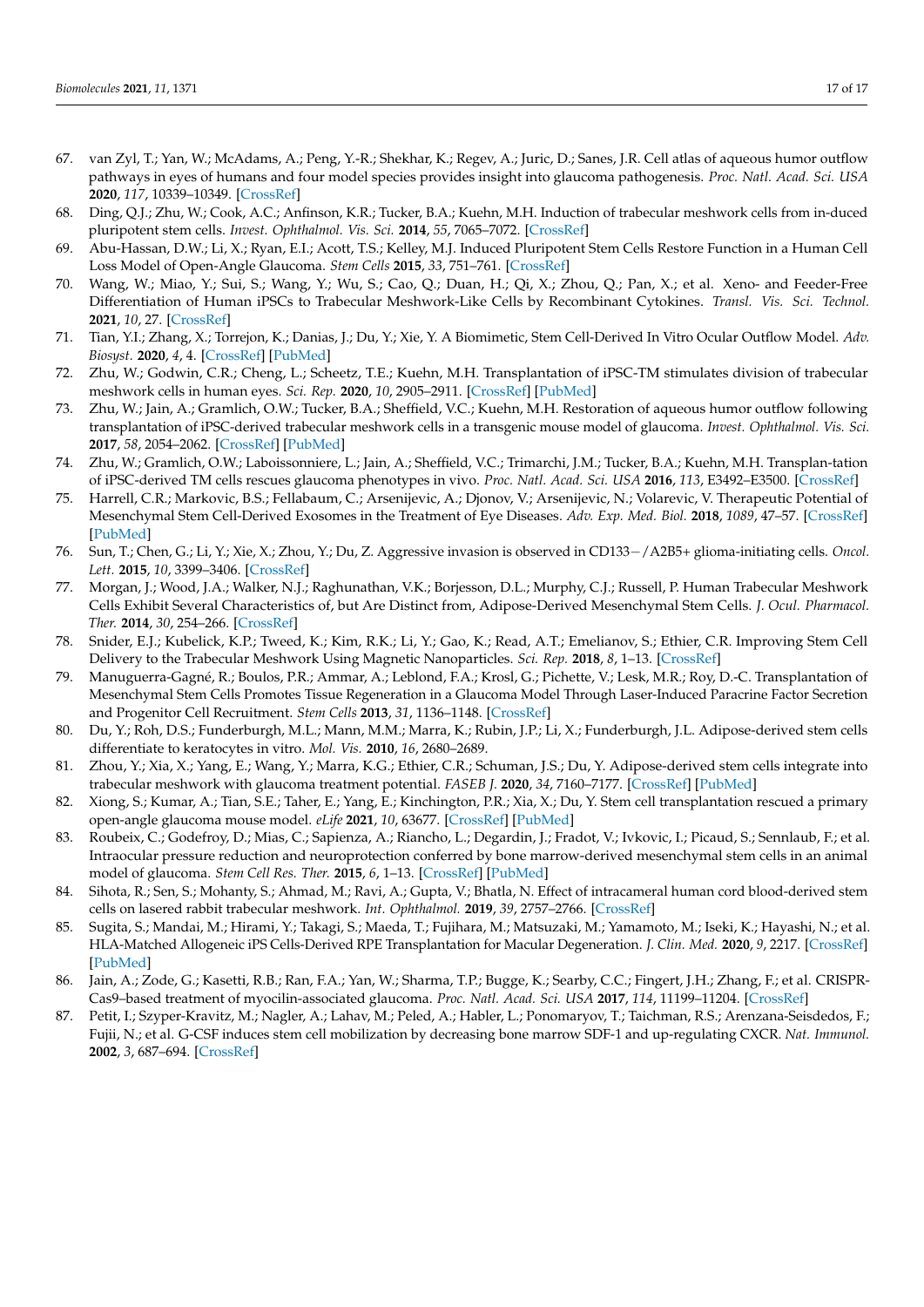67. van Zyl, T.; Yan, W.; McAdams, A.; Peng, Y.-R.; Shekhar, K.; Regev, A.; Juric, D.; Sanes, J.R. Cell atlas of aqueous humor outflow pathways in eyes of humans and four model species provides insight into glaucoma pathogenesis. *Proc. Natl. Acad. Sci. USA* **2020**, *117*, 10339–10349. [CrossRef]
68. Ding, Q.J.; Zhu, W.; Cook, A.C.; Anfinson, K.R.; Tucker, B.A.; Kuehn, M.H. Induction of trabecular meshwork cells from in-duced pluripotent stem cells. *Invest. Ophthalmol. Vis. Sci.* **2014**, *55*, 7065–7072. [CrossRef]
69. Abu-Hassan, D.W.; Li, X.; Ryan, E.I.; Acott, T.S.; Kelley, M.J. Induced Pluripotent Stem Cells Restore Function in a Human Cell Loss Model of Open-Angle Glaucoma. *Stem Cells* **2015**, *33*, 751–761. [CrossRef]
70. Wang, W.; Miao, Y.; Sui, S.; Wang, Y.; Wu, S.; Cao, Q.; Duan, H.; Qi, X.; Zhou, Q.; Pan, X.; et al. Xeno- and Feeder-Free Differentiation of Human iPSCs to Trabecular Meshwork-Like Cells by Recombinant Cytokines. *Transl. Vis. Sci. Technol.* **2021**, *10*, 27. [CrossRef]
71. Tian, Y.I.; Zhang, X.; Torrejon, K.; Danias, J.; Du, Y.; Xie, Y. A Biomimetic, Stem Cell-Derived In Vitro Ocular Outflow Model. *Adv. Biosyst.* **2020**, *4*, 4. [CrossRef] [PubMed]
72. Zhu, W.; Godwin, C.R.; Cheng, L.; Scheetz, T.E.; Kuehn, M.H. Transplantation of iPSC-TM stimulates division of trabecular meshwork cells in human eyes. *Sci. Rep.* **2020**, *10*, 2905–2911. [CrossRef] [PubMed]
73. Zhu, W.; Jain, A.; Gramlich, O.W.; Tucker, B.A.; Sheffield, V.C.; Kuehn, M.H. Restoration of aqueous humor outflow following transplantation of iPSC-derived trabecular meshwork cells in a transgenic mouse model of glaucoma. *Invest. Ophthalmol. Vis. Sci.* **2017**, *58*, 2054–2062. [CrossRef] [PubMed]
74. Zhu, W.; Gramlich, O.W.; Laboissonniere, L.; Jain, A.; Sheffield, V.C.; Trimarchi, J.M.; Tucker, B.A.; Kuehn, M.H. Transplan-tation of iPSC-derived TM cells rescues glaucoma phenotypes in vivo. *Proc. Natl. Acad. Sci. USA* **2016**, *113*, E3492–E3500. [CrossRef]
75. Harrell, C.R.; Markovic, B.S.; Fellabaum, C.; Arsenijevic, A.; Djonov, V.; Arsenijevic, N.; Volarevic, V. Therapeutic Potential of Mesenchymal Stem Cell-Derived Exosomes in the Treatment of Eye Diseases. *Adv. Exp. Med. Biol.* **2018**, *1089*, 47–57. [CrossRef] [PubMed]
76. Sun, T.; Chen, G.; Li, Y.; Xie, X.; Zhou, Y.; Du, Z. Aggressive invasion is observed in CD133−/A2B5+ glioma-initiating cells. *Oncol. Lett.* **2015**, *10*, 3399–3406. [CrossRef]
77. Morgan, J.; Wood, J.A.; Walker, N.J.; Raghunathan, V.K.; Borjesson, D.L.; Murphy, C.J.; Russell, P. Human Trabecular Meshwork Cells Exhibit Several Characteristics of, but Are Distinct from, Adipose-Derived Mesenchymal Stem Cells. *J. Ocul. Pharmacol. Ther.* **2014**, *30*, 254–266. [CrossRef]
78. Snider, E.J.; Kubelick, K.P.; Tweed, K.; Kim, R.K.; Li, Y.; Gao, K.; Read, A.T.; Emelianov, S.; Ethier, C.R. Improving Stem Cell Delivery to the Trabecular Meshwork Using Magnetic Nanoparticles. *Sci. Rep.* **2018**, *8*, 1–13. [CrossRef]
79. Manuguerra-Gagné, R.; Boulos, P.R.; Ammar, A.; Leblond, F.A.; Krosl, G.; Pichette, V.; Lesk, M.R.; Roy, D.-C. Transplantation of Mesenchymal Stem Cells Promotes Tissue Regeneration in a Glaucoma Model Through Laser-Induced Paracrine Factor Secretion and Progenitor Cell Recruitment. *Stem Cells* **2013**, *31*, 1136–1148. [CrossRef]
80. Du, Y.; Roh, D.S.; Funderburgh, M.L.; Mann, M.M.; Marra, K.; Rubin, J.P.; Li, X.; Funderburgh, J.L. Adipose-derived stem cells differentiate to keratocytes in vitro. *Mol. Vis.* **2010**, *16*, 2680–2689.
81. Zhou, Y.; Xia, X.; Yang, E.; Wang, Y.; Marra, K.G.; Ethier, C.R.; Schuman, J.S.; Du, Y. Adipose-derived stem cells integrate into trabecular meshwork with glaucoma treatment potential. *FASEB J.* **2020**, *34*, 7160–7177. [CrossRef] [PubMed]
82. Xiong, S.; Kumar, A.; Tian, S.E.; Taher, E.; Yang, E.; Kinchington, P.R.; Xia, X.; Du, Y. Stem cell transplantation rescued a primary open-angle glaucoma mouse model. *eLife* **2021**, *10*, 63677. [CrossRef] [PubMed]
83. Roubeix, C.; Godefroy, D.; Mias, C.; Sapienza, A.; Riancho, L.; Degardin, J.; Fradot, V.; Ivkovic, I.; Picaud, S.; Sennlaub, F.; et al. Intraocular pressure reduction and neuroprotection conferred by bone marrow-derived mesenchymal stem cells in an animal model of glaucoma. *Stem Cell Res. Ther.* **2015**, *6*, 1–13. [CrossRef] [PubMed]
84. Sihota, R.; Sen, S.; Mohanty, S.; Ahmad, M.; Ravi, A.; Gupta, V.; Bhatla, N. Effect of intracameral human cord blood-derived stem cells on lasered rabbit trabecular meshwork. *Int. Ophthalmol.* **2019**, *39*, 2757–2766. [CrossRef]
85. Sugita, S.; Mandai, M.; Hirami, Y.; Takagi, S.; Maeda, T.; Fujihara, M.; Matsuzaki, M.; Yamamoto, M.; Iseki, K.; Hayashi, N.; et al. HLA-Matched Allogeneic iPS Cells-Derived RPE Transplantation for Macular Degeneration. *J. Clin. Med.* **2020**, *9*, 2217. [CrossRef] [PubMed]
86. Jain, A.; Zode, G.; Kasetti, R.B.; Ran, F.A.; Yan, W.; Sharma, T.P.; Bugge, K.; Searby, C.C.; Fingert, J.H.; Zhang, F.; et al. CRISPR-Cas9–based treatment of myocilin-associated glaucoma. *Proc. Natl. Acad. Sci. USA* **2017**, *114*, 11199–11204. [CrossRef]
87. Petit, I.; Szyper-Kravitz, M.; Nagler, A.; Lahav, M.; Peled, A.; Habler, L.; Ponomaryov, T.; Taichman, R.S.; Arenzana-Seisdedos, F.; Fujii, N.; et al. G-CSF induces stem cell mobilization by decreasing bone marrow SDF-1 and up-regulating CXCR. *Nat. Immunol.* **2002**, *3*, 687–694. [CrossRef]